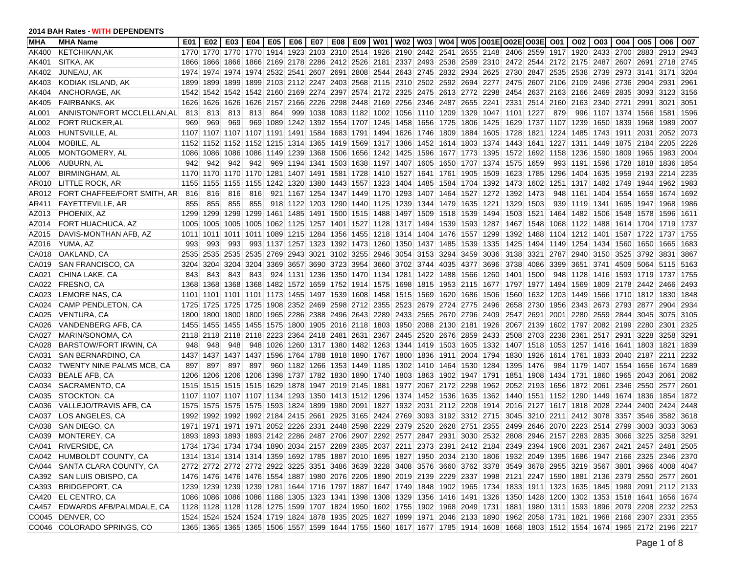**2014 BAH Rates - WITH DEPENDENTS**

| MHA | MHA Name | E01 | E02 | E03 | E04 | E05 | E06 | E07 | E08 | E09 | W01 | W02 | W03 | W04 | W05 | O01E | O02E | O03E | O01 | O02 | O03 | O04 | O05 | O06 | O07 |
|---|---|---|---|---|---|---|---|---|---|---|---|---|---|---|---|---|---|---|---|---|---|---|---|---|---|
| AK400 | KETCHIKAN,AK | 1770 | 1770 | 1770 | 1770 | 1914 | 1923 | 2103 | 2310 | 2514 | 1926 | 2190 | 2442 | 2541 | 2655 | 2148 | 2406 | 2559 | 1917 | 1920 | 2433 | 2700 | 2883 | 2913 | 2943 |
| AK401 | SITKA, AK | 1866 | 1866 | 1866 | 1866 | 2169 | 2178 | 2286 | 2412 | 2526 | 2181 | 2337 | 2493 | 2538 | 2589 | 2310 | 2472 | 2544 | 2172 | 2175 | 2487 | 2607 | 2691 | 2718 | 2745 |
| AK402 | JUNEAU, AK | 1974 | 1974 | 1974 | 1974 | 2532 | 2541 | 2607 | 2691 | 2808 | 2544 | 2643 | 2745 | 2832 | 2934 | 2625 | 2730 | 2847 | 2535 | 2538 | 2739 | 2973 | 3141 | 3171 | 3204 |
| AK403 | KODIAK ISLAND, AK | 1899 | 1899 | 1899 | 1899 | 2103 | 2112 | 2247 | 2403 | 2568 | 2115 | 2310 | 2502 | 2592 | 2694 | 2277 | 2475 | 2607 | 2106 | 2109 | 2496 | 2736 | 2904 | 2931 | 2961 |
| AK404 | ANCHORAGE, AK | 1542 | 1542 | 1542 | 1542 | 2160 | 2169 | 2274 | 2397 | 2574 | 2172 | 2325 | 2475 | 2613 | 2772 | 2298 | 2454 | 2637 | 2163 | 2166 | 2469 | 2835 | 3093 | 3123 | 3156 |
| AK405 | FAIRBANKS, AK | 1626 | 1626 | 1626 | 1626 | 2157 | 2166 | 2226 | 2298 | 2448 | 2169 | 2256 | 2346 | 2487 | 2655 | 2241 | 2331 | 2514 | 2160 | 2163 | 2340 | 2721 | 2991 | 3021 | 3051 |
| AL001 | ANNISTON/FORT MCCLELLAN,AL | 813 | 813 | 813 | 813 | 864 | 999 | 1038 | 1083 | 1182 | 1002 | 1056 | 1110 | 1209 | 1329 | 1047 | 1101 | 1227 | 879 | 996 | 1107 | 1374 | 1566 | 1581 | 1596 |
| AL002 | FORT RUCKER,AL | 969 | 969 | 969 | 969 | 1089 | 1242 | 1392 | 1554 | 1707 | 1245 | 1458 | 1656 | 1725 | 1806 | 1425 | 1629 | 1737 | 1107 | 1239 | 1650 | 1839 | 1968 | 1989 | 2007 |
| AL003 | HUNTSVILLE, AL | 1107 | 1107 | 1107 | 1107 | 1191 | 1491 | 1584 | 1683 | 1791 | 1494 | 1626 | 1746 | 1809 | 1884 | 1605 | 1728 | 1821 | 1224 | 1485 | 1743 | 1911 | 2031 | 2052 | 2073 |
| AL004 | MOBILE, AL | 1152 | 1152 | 1152 | 1152 | 1215 | 1314 | 1365 | 1419 | 1569 | 1317 | 1386 | 1452 | 1614 | 1803 | 1374 | 1443 | 1641 | 1227 | 1311 | 1449 | 1875 | 2184 | 2205 | 2226 |
| AL005 | MONTGOMERY, AL | 1086 | 1086 | 1086 | 1086 | 1149 | 1239 | 1368 | 1506 | 1656 | 1242 | 1425 | 1596 | 1677 | 1773 | 1395 | 1572 | 1692 | 1158 | 1236 | 1590 | 1809 | 1965 | 1983 | 2004 |
| AL006 | AUBURN, AL | 942 | 942 | 942 | 942 | 969 | 1194 | 1341 | 1503 | 1638 | 1197 | 1407 | 1605 | 1650 | 1707 | 1374 | 1575 | 1659 | 993 | 1191 | 1596 | 1728 | 1818 | 1836 | 1854 |
| AL007 | BIRMINGHAM, AL | 1170 | 1170 | 1170 | 1170 | 1281 | 1407 | 1491 | 1581 | 1728 | 1410 | 1527 | 1641 | 1761 | 1905 | 1509 | 1623 | 1785 | 1296 | 1404 | 1635 | 1959 | 2193 | 2214 | 2235 |
| AR010 | LITTLE ROCK, AR | 1155 | 1155 | 1155 | 1155 | 1242 | 1320 | 1380 | 1443 | 1557 | 1323 | 1404 | 1485 | 1584 | 1704 | 1392 | 1473 | 1602 | 1251 | 1317 | 1482 | 1749 | 1944 | 1962 | 1983 |
| AR012 | FORT CHAFFEE/FORT SMITH, AR | 816 | 816 | 816 | 816 | 921 | 1167 | 1254 | 1347 | 1449 | 1170 | 1293 | 1407 | 1464 | 1527 | 1272 | 1392 | 1473 | 948 | 1161 | 1404 | 1554 | 1659 | 1674 | 1692 |
| AR411 | FAYETTEVILLE, AR | 855 | 855 | 855 | 855 | 918 | 1122 | 1203 | 1290 | 1440 | 1125 | 1239 | 1344 | 1479 | 1635 | 1221 | 1329 | 1503 | 939 | 1119 | 1341 | 1695 | 1947 | 1968 | 1986 |
| AZ013 | PHOENIX, AZ | 1299 | 1299 | 1299 | 1299 | 1461 | 1485 | 1491 | 1500 | 1515 | 1488 | 1497 | 1509 | 1518 | 1539 | 1494 | 1503 | 1521 | 1464 | 1482 | 1506 | 1548 | 1578 | 1596 | 1611 |
| AZ014 | FORT HUACHUCA, AZ | 1005 | 1005 | 1005 | 1005 | 1062 | 1125 | 1257 | 1401 | 1527 | 1128 | 1317 | 1494 | 1539 | 1593 | 1287 | 1467 | 1548 | 1068 | 1122 | 1488 | 1614 | 1704 | 1719 | 1737 |
| AZ015 | DAVIS-MONTHAN AFB, AZ | 1011 | 1011 | 1011 | 1011 | 1089 | 1215 | 1284 | 1356 | 1455 | 1218 | 1314 | 1404 | 1476 | 1557 | 1299 | 1392 | 1488 | 1104 | 1212 | 1401 | 1587 | 1722 | 1737 | 1755 |
| AZ016 | YUMA, AZ | 993 | 993 | 993 | 993 | 1137 | 1257 | 1323 | 1392 | 1473 | 1260 | 1350 | 1437 | 1485 | 1539 | 1335 | 1425 | 1494 | 1149 | 1254 | 1434 | 1560 | 1650 | 1665 | 1683 |
| CA018 | OAKLAND, CA | 2535 | 2535 | 2535 | 2535 | 2769 | 2943 | 3021 | 3102 | 3255 | 2946 | 3054 | 3153 | 3294 | 3459 | 3036 | 3138 | 3321 | 2787 | 2940 | 3150 | 3525 | 3792 | 3831 | 3867 |
| CA019 | SAN FRANCISCO, CA | 3204 | 3204 | 3204 | 3204 | 3369 | 3657 | 3690 | 3723 | 3954 | 3660 | 3702 | 3744 | 4035 | 4377 | 3696 | 3738 | 4086 | 3399 | 3651 | 3741 | 4509 | 5064 | 5115 | 5163 |
| CA021 | CHINA LAKE, CA | 843 | 843 | 843 | 843 | 924 | 1131 | 1236 | 1350 | 1470 | 1134 | 1281 | 1422 | 1488 | 1566 | 1260 | 1401 | 1500 | 948 | 1128 | 1416 | 1593 | 1719 | 1737 | 1755 |
| CA022 | FRESNO, CA | 1368 | 1368 | 1368 | 1368 | 1482 | 1572 | 1659 | 1752 | 1914 | 1575 | 1698 | 1815 | 1953 | 2115 | 1677 | 1797 | 1977 | 1494 | 1569 | 1809 | 2178 | 2442 | 2466 | 2493 |
| CA023 | LEMORE NAS, CA | 1101 | 1101 | 1101 | 1101 | 1173 | 1455 | 1497 | 1539 | 1608 | 1458 | 1515 | 1569 | 1620 | 1686 | 1506 | 1560 | 1632 | 1203 | 1449 | 1566 | 1710 | 1812 | 1830 | 1848 |
| CA024 | CAMP PENDLETON, CA | 1725 | 1725 | 1725 | 1725 | 1908 | 2352 | 2469 | 2598 | 2712 | 2355 | 2523 | 2679 | 2724 | 2775 | 2496 | 2658 | 2730 | 1956 | 2343 | 2673 | 2793 | 2877 | 2904 | 2934 |
| CA025 | VENTURA, CA | 1800 | 1800 | 1800 | 1800 | 1965 | 2286 | 2388 | 2496 | 2643 | 2289 | 2433 | 2565 | 2670 | 2796 | 2409 | 2547 | 2691 | 2001 | 2280 | 2559 | 2844 | 3045 | 3075 | 3105 |
| CA026 | VANDENBERG AFB, CA | 1455 | 1455 | 1455 | 1455 | 1575 | 1800 | 1905 | 2016 | 2118 | 1803 | 1950 | 2088 | 2130 | 2181 | 1926 | 2067 | 2139 | 1602 | 1797 | 2082 | 2199 | 2280 | 2301 | 2325 |
| CA027 | MARIN/SONOMA, CA | 2118 | 2118 | 2118 | 2118 | 2223 | 2364 | 2418 | 2481 | 2631 | 2367 | 2445 | 2520 | 2676 | 2859 | 2433 | 2508 | 2703 | 2238 | 2361 | 2517 | 2931 | 3228 | 3258 | 3291 |
| CA028 | BARSTOW/FORT IRWIN, CA | 948 | 948 | 948 | 948 | 1026 | 1260 | 1317 | 1380 | 1482 | 1263 | 1344 | 1419 | 1503 | 1605 | 1332 | 1407 | 1518 | 1053 | 1257 | 1416 | 1641 | 1803 | 1821 | 1839 |
| CA031 | SAN BERNARDINO, CA | 1437 | 1437 | 1437 | 1437 | 1596 | 1764 | 1788 | 1818 | 1890 | 1767 | 1800 | 1836 | 1911 | 2004 | 1794 | 1830 | 1926 | 1614 | 1761 | 1833 | 2040 | 2187 | 2211 | 2232 |
| CA032 | TWENTY NINE PALMS MCB, CA | 897 | 897 | 897 | 897 | 960 | 1182 | 1266 | 1353 | 1449 | 1185 | 1302 | 1410 | 1464 | 1530 | 1284 | 1395 | 1476 | 984 | 1179 | 1407 | 1554 | 1656 | 1674 | 1689 |
| CA033 | BEALE AFB, CA | 1206 | 1206 | 1206 | 1206 | 1398 | 1737 | 1782 | 1830 | 1890 | 1740 | 1803 | 1863 | 1902 | 1947 | 1791 | 1851 | 1908 | 1434 | 1731 | 1860 | 1965 | 2043 | 2061 | 2082 |
| CA034 | SACRAMENTO, CA | 1515 | 1515 | 1515 | 1515 | 1629 | 1878 | 1947 | 2019 | 2145 | 1881 | 1977 | 2067 | 2172 | 2298 | 1962 | 2052 | 2193 | 1656 | 1872 | 2061 | 2346 | 2550 | 2577 | 2601 |
| CA035 | STOCKTON, CA | 1107 | 1107 | 1107 | 1107 | 1134 | 1293 | 1350 | 1413 | 1512 | 1296 | 1374 | 1452 | 1536 | 1635 | 1362 | 1440 | 1551 | 1152 | 1290 | 1449 | 1674 | 1836 | 1854 | 1872 |
| CA036 | VALLEJO/TRAVIS AFB, CA | 1575 | 1575 | 1575 | 1575 | 1593 | 1824 | 1899 | 1980 | 2091 | 1827 | 1932 | 2031 | 2112 | 2208 | 1914 | 2016 | 2127 | 1617 | 1818 | 2028 | 2244 | 2400 | 2424 | 2448 |
| CA037 | LOS ANGELES, CA | 1992 | 1992 | 1992 | 1992 | 2184 | 2415 | 2661 | 2925 | 3165 | 2424 | 2769 | 3093 | 3192 | 3312 | 2715 | 3045 | 3210 | 2211 | 2412 | 3078 | 3357 | 3546 | 3582 | 3618 |
| CA038 | SAN DIEGO, CA | 1971 | 1971 | 1971 | 1971 | 2052 | 2226 | 2331 | 2448 | 2598 | 2229 | 2379 | 2520 | 2628 | 2751 | 2355 | 2499 | 2646 | 2070 | 2223 | 2514 | 2799 | 3003 | 3033 | 3063 |
| CA039 | MONTEREY, CA | 1893 | 1893 | 1893 | 1893 | 2142 | 2286 | 2487 | 2706 | 2907 | 2292 | 2577 | 2847 | 2931 | 3030 | 2532 | 2808 | 2946 | 2157 | 2283 | 2835 | 3066 | 3225 | 3258 | 3291 |
| CA041 | RIVERSIDE, CA | 1734 | 1734 | 1734 | 1734 | 1890 | 2034 | 2157 | 2289 | 2385 | 2037 | 2211 | 2373 | 2391 | 2412 | 2184 | 2349 | 2394 | 1908 | 2031 | 2367 | 2421 | 2457 | 2481 | 2505 |
| CA042 | HUMBOLDT COUNTY, CA | 1314 | 1314 | 1314 | 1314 | 1359 | 1692 | 1785 | 1887 | 2010 | 1695 | 1827 | 1950 | 2034 | 2130 | 1806 | 1932 | 2049 | 1395 | 1686 | 1947 | 2166 | 2325 | 2346 | 2370 |
| CA044 | SANTA CLARA COUNTY, CA | 2772 | 2772 | 2772 | 2772 | 2922 | 3225 | 3351 | 3486 | 3639 | 3228 | 3408 | 3576 | 3660 | 3762 | 3378 | 3549 | 3678 | 2955 | 3219 | 3567 | 3801 | 3966 | 4008 | 4047 |
| CA392 | SAN LUIS OBISPO, CA | 1476 | 1476 | 1476 | 1476 | 1554 | 1887 | 1980 | 2076 | 2205 | 1890 | 2019 | 2139 | 2229 | 2337 | 1998 | 2121 | 2247 | 1590 | 1881 | 2136 | 2379 | 2550 | 2577 | 2601 |
| CA393 | BRIDGEPORT, CA | 1239 | 1239 | 1239 | 1239 | 1281 | 1644 | 1716 | 1797 | 1887 | 1647 | 1749 | 1848 | 1902 | 1965 | 1734 | 1833 | 1911 | 1323 | 1635 | 1845 | 1989 | 2091 | 2112 | 2133 |
| CA420 | EL CENTRO, CA | 1086 | 1086 | 1086 | 1086 | 1188 | 1305 | 1323 | 1341 | 1398 | 1308 | 1329 | 1356 | 1416 | 1491 | 1326 | 1350 | 1428 | 1200 | 1302 | 1353 | 1518 | 1641 | 1656 | 1674 |
| CA457 | EDWARDS AFB/PALMDALE, CA | 1128 | 1128 | 1128 | 1128 | 1275 | 1599 | 1707 | 1824 | 1950 | 1602 | 1755 | 1902 | 1968 | 2049 | 1731 | 1881 | 1980 | 1311 | 1593 | 1896 | 2079 | 2208 | 2232 | 2253 |
| CO045 | DENVER, CO | 1524 | 1524 | 1524 | 1524 | 1719 | 1824 | 1878 | 1935 | 2025 | 1827 | 1899 | 1971 | 2046 | 2133 | 1890 | 1962 | 2058 | 1731 | 1821 | 1968 | 2166 | 2307 | 2331 | 2355 |
| CO046 | COLORADO SPRINGS, CO | 1365 | 1365 | 1365 | 1365 | 1506 | 1557 | 1599 | 1644 | 1755 | 1560 | 1617 | 1677 | 1785 | 1914 | 1608 | 1668 | 1803 | 1512 | 1554 | 1674 | 1965 | 2172 | 2196 | 2217 |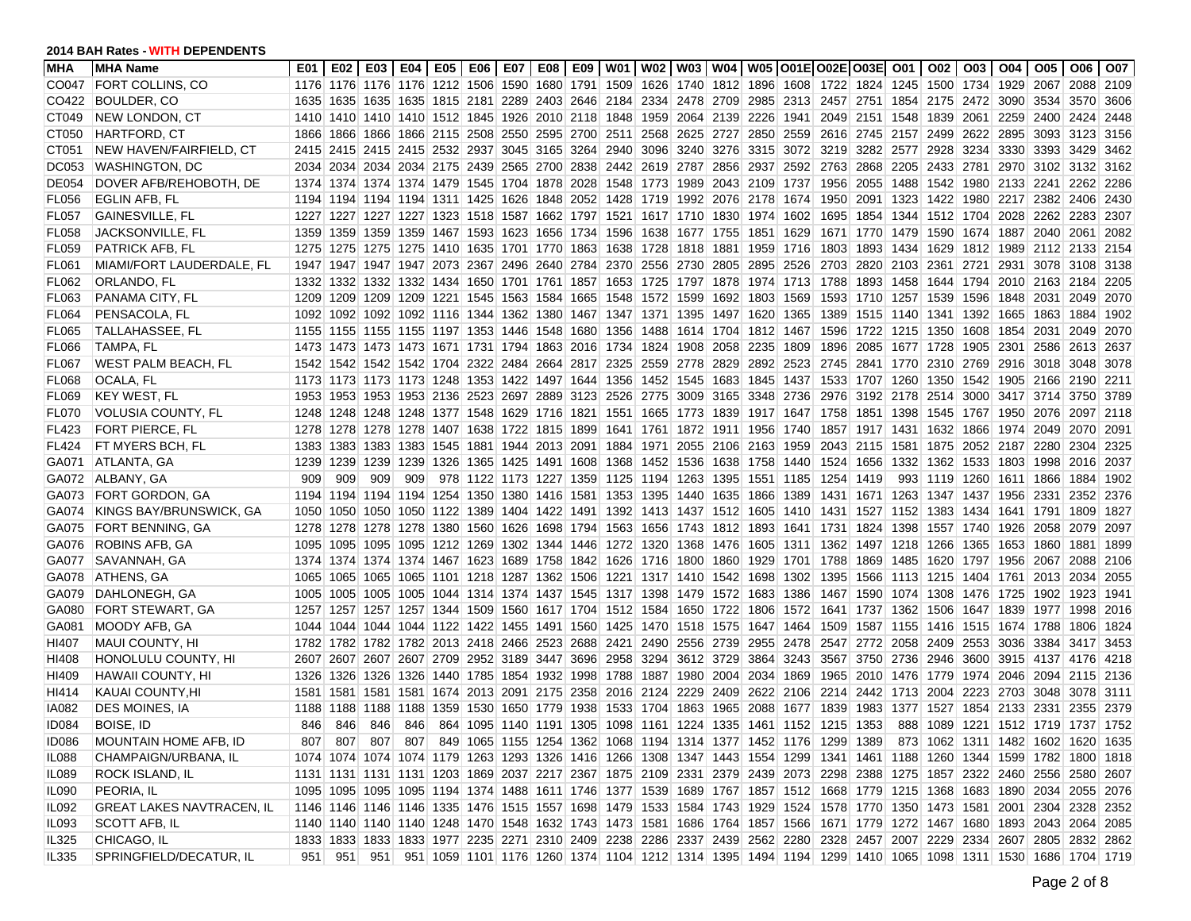**2014 BAH Rates - WITH DEPENDENTS**

| MHA | MHA Name | E01 | E02 | E03 | E04 | E05 | E06 | E07 | E08 | E09 | W01 | W02 | W03 | W04 | W05 | O01E | O02E | O03E | O01 | O02 | O03 | O04 | O05 | O06 | O07 |
|---|---|---|---|---|---|---|---|---|---|---|---|---|---|---|---|---|---|---|---|---|---|---|---|---|---|
| CO047 | FORT COLLINS, CO | 1176 | 1176 | 1176 | 1176 | 1212 | 1506 | 1590 | 1680 | 1791 | 1509 | 1626 | 1740 | 1812 | 1896 | 1608 | 1722 | 1824 | 1245 | 1500 | 1734 | 1929 | 2067 | 2088 | 2109 |
| CO422 | BOULDER, CO | 1635 | 1635 | 1635 | 1635 | 1815 | 2181 | 2289 | 2403 | 2646 | 2184 | 2334 | 2478 | 2709 | 2985 | 2313 | 2457 | 2751 | 1854 | 2175 | 2472 | 3090 | 3534 | 3570 | 3606 |
| CT049 | NEW LONDON, CT | 1410 | 1410 | 1410 | 1410 | 1512 | 1845 | 1926 | 2010 | 2118 | 1848 | 1959 | 2064 | 2139 | 2226 | 1941 | 2049 | 2151 | 1548 | 1839 | 2061 | 2259 | 2400 | 2424 | 2448 |
| CT050 | HARTFORD, CT | 1866 | 1866 | 1866 | 1866 | 2115 | 2508 | 2550 | 2595 | 2700 | 2511 | 2568 | 2625 | 2727 | 2850 | 2559 | 2616 | 2745 | 2157 | 2499 | 2622 | 2895 | 3093 | 3123 | 3156 |
| CT051 | NEW HAVEN/FAIRFIELD, CT | 2415 | 2415 | 2415 | 2415 | 2532 | 2937 | 3045 | 3165 | 3264 | 2940 | 3096 | 3240 | 3276 | 3315 | 3072 | 3219 | 3282 | 2577 | 2928 | 3234 | 3330 | 3393 | 3429 | 3462 |
| DC053 | WASHINGTON, DC | 2034 | 2034 | 2034 | 2034 | 2175 | 2439 | 2565 | 2700 | 2838 | 2442 | 2619 | 2787 | 2856 | 2937 | 2592 | 2763 | 2868 | 2205 | 2433 | 2781 | 2970 | 3102 | 3132 | 3162 |
| DE054 | DOVER AFB/REHOBOTH, DE | 1374 | 1374 | 1374 | 1374 | 1479 | 1545 | 1704 | 1878 | 2028 | 1548 | 1773 | 1989 | 2043 | 2109 | 1737 | 1956 | 2055 | 1488 | 1542 | 1980 | 2133 | 2241 | 2262 | 2286 |
| FL056 | EGLIN AFB, FL | 1194 | 1194 | 1194 | 1194 | 1311 | 1425 | 1626 | 1848 | 2052 | 1428 | 1719 | 1992 | 2076 | 2178 | 1674 | 1950 | 2091 | 1323 | 1422 | 1980 | 2217 | 2382 | 2406 | 2430 |
| FL057 | GAINESVILLE, FL | 1227 | 1227 | 1227 | 1227 | 1323 | 1518 | 1587 | 1662 | 1797 | 1521 | 1617 | 1710 | 1830 | 1974 | 1602 | 1695 | 1854 | 1344 | 1512 | 1704 | 2028 | 2262 | 2283 | 2307 |
| FL058 | JACKSONVILLE, FL | 1359 | 1359 | 1359 | 1359 | 1467 | 1593 | 1623 | 1656 | 1734 | 1596 | 1638 | 1677 | 1755 | 1851 | 1629 | 1671 | 1770 | 1479 | 1590 | 1674 | 1887 | 2040 | 2061 | 2082 |
| FL059 | PATRICK AFB, FL | 1275 | 1275 | 1275 | 1275 | 1410 | 1635 | 1701 | 1770 | 1863 | 1638 | 1728 | 1818 | 1881 | 1959 | 1716 | 1803 | 1893 | 1434 | 1629 | 1812 | 1989 | 2112 | 2133 | 2154 |
| FL061 | MIAMI/FORT LAUDERDALE, FL | 1947 | 1947 | 1947 | 1947 | 2073 | 2367 | 2496 | 2640 | 2784 | 2370 | 2556 | 2730 | 2805 | 2895 | 2526 | 2703 | 2820 | 2103 | 2361 | 2721 | 2931 | 3078 | 3108 | 3138 |
| FL062 | ORLANDO, FL | 1332 | 1332 | 1332 | 1332 | 1434 | 1650 | 1701 | 1761 | 1857 | 1653 | 1725 | 1797 | 1878 | 1974 | 1713 | 1788 | 1893 | 1458 | 1644 | 1794 | 2010 | 2163 | 2184 | 2205 |
| FL063 | PANAMA CITY, FL | 1209 | 1209 | 1209 | 1209 | 1221 | 1545 | 1563 | 1584 | 1665 | 1548 | 1572 | 1599 | 1692 | 1803 | 1569 | 1593 | 1710 | 1257 | 1539 | 1596 | 1848 | 2031 | 2049 | 2070 |
| FL064 | PENSACOLA, FL | 1092 | 1092 | 1092 | 1092 | 1116 | 1344 | 1362 | 1380 | 1467 | 1347 | 1371 | 1395 | 1497 | 1620 | 1365 | 1389 | 1515 | 1140 | 1341 | 1392 | 1665 | 1863 | 1884 | 1902 |
| FL065 | TALLAHASSEE, FL | 1155 | 1155 | 1155 | 1155 | 1197 | 1353 | 1446 | 1548 | 1680 | 1356 | 1488 | 1614 | 1704 | 1812 | 1467 | 1596 | 1722 | 1215 | 1350 | 1608 | 1854 | 2031 | 2049 | 2070 |
| FL066 | TAMPA, FL | 1473 | 1473 | 1473 | 1473 | 1671 | 1731 | 1794 | 1863 | 2016 | 1734 | 1824 | 1908 | 2058 | 2235 | 1809 | 1896 | 2085 | 1677 | 1728 | 1905 | 2301 | 2586 | 2613 | 2637 |
| FL067 | WEST PALM BEACH, FL | 1542 | 1542 | 1542 | 1542 | 1704 | 2322 | 2484 | 2664 | 2817 | 2325 | 2559 | 2778 | 2829 | 2892 | 2523 | 2745 | 2841 | 1770 | 2310 | 2769 | 2916 | 3018 | 3048 | 3078 |
| FL068 | OCALA, FL | 1173 | 1173 | 1173 | 1173 | 1248 | 1353 | 1422 | 1497 | 1644 | 1356 | 1452 | 1545 | 1683 | 1845 | 1437 | 1533 | 1707 | 1260 | 1350 | 1542 | 1905 | 2166 | 2190 | 2211 |
| FL069 | KEY WEST, FL | 1953 | 1953 | 1953 | 1953 | 2136 | 2523 | 2697 | 2889 | 3123 | 2526 | 2775 | 3009 | 3165 | 3348 | 2736 | 2976 | 3192 | 2178 | 2514 | 3000 | 3417 | 3714 | 3750 | 3789 |
| FL070 | VOLUSIA COUNTY, FL | 1248 | 1248 | 1248 | 1248 | 1377 | 1548 | 1629 | 1716 | 1821 | 1551 | 1665 | 1773 | 1839 | 1917 | 1647 | 1758 | 1851 | 1398 | 1545 | 1767 | 1950 | 2076 | 2097 | 2118 |
| FL423 | FORT PIERCE, FL | 1278 | 1278 | 1278 | 1278 | 1407 | 1638 | 1722 | 1815 | 1899 | 1641 | 1761 | 1872 | 1911 | 1956 | 1740 | 1857 | 1917 | 1431 | 1632 | 1866 | 1974 | 2049 | 2070 | 2091 |
| FL424 | FT MYERS BCH, FL | 1383 | 1383 | 1383 | 1383 | 1545 | 1881 | 1944 | 2013 | 2091 | 1884 | 1971 | 2055 | 2106 | 2163 | 1959 | 2043 | 2115 | 1581 | 1875 | 2052 | 2187 | 2280 | 2304 | 2325 |
| GA071 | ATLANTA, GA | 1239 | 1239 | 1239 | 1239 | 1326 | 1365 | 1425 | 1491 | 1608 | 1368 | 1452 | 1536 | 1638 | 1758 | 1440 | 1524 | 1656 | 1332 | 1362 | 1533 | 1803 | 1998 | 2016 | 2037 |
| GA072 | ALBANY, GA | 909 | 909 | 909 | 909 | 978 | 1122 | 1173 | 1227 | 1359 | 1125 | 1194 | 1263 | 1395 | 1551 | 1185 | 1254 | 1419 | 993 | 1119 | 1260 | 1611 | 1866 | 1884 | 1902 |
| GA073 | FORT GORDON, GA | 1194 | 1194 | 1194 | 1194 | 1254 | 1350 | 1380 | 1416 | 1581 | 1353 | 1395 | 1440 | 1635 | 1866 | 1389 | 1431 | 1671 | 1263 | 1347 | 1437 | 1956 | 2331 | 2352 | 2376 |
| GA074 | KINGS BAY/BRUNSWICK, GA | 1050 | 1050 | 1050 | 1050 | 1122 | 1389 | 1404 | 1422 | 1491 | 1392 | 1413 | 1437 | 1512 | 1605 | 1410 | 1431 | 1527 | 1152 | 1383 | 1434 | 1641 | 1791 | 1809 | 1827 |
| GA075 | FORT BENNING, GA | 1278 | 1278 | 1278 | 1278 | 1380 | 1560 | 1626 | 1698 | 1794 | 1563 | 1656 | 1743 | 1812 | 1893 | 1641 | 1731 | 1824 | 1398 | 1557 | 1740 | 1926 | 2058 | 2079 | 2097 |
| GA076 | ROBINS AFB, GA | 1095 | 1095 | 1095 | 1095 | 1212 | 1269 | 1302 | 1344 | 1446 | 1272 | 1320 | 1368 | 1476 | 1605 | 1311 | 1362 | 1497 | 1218 | 1266 | 1365 | 1653 | 1860 | 1881 | 1899 |
| GA077 | SAVANNAH, GA | 1374 | 1374 | 1374 | 1374 | 1467 | 1623 | 1689 | 1758 | 1842 | 1626 | 1716 | 1800 | 1860 | 1929 | 1701 | 1788 | 1869 | 1485 | 1620 | 1797 | 1956 | 2067 | 2088 | 2106 |
| GA078 | ATHENS, GA | 1065 | 1065 | 1065 | 1065 | 1101 | 1218 | 1287 | 1362 | 1506 | 1221 | 1317 | 1410 | 1542 | 1698 | 1302 | 1395 | 1566 | 1113 | 1215 | 1404 | 1761 | 2013 | 2034 | 2055 |
| GA079 | DAHLONEGH, GA | 1005 | 1005 | 1005 | 1005 | 1044 | 1314 | 1374 | 1437 | 1545 | 1317 | 1398 | 1479 | 1572 | 1683 | 1386 | 1467 | 1590 | 1074 | 1308 | 1476 | 1725 | 1902 | 1923 | 1941 |
| GA080 | FORT STEWART, GA | 1257 | 1257 | 1257 | 1257 | 1344 | 1509 | 1560 | 1617 | 1704 | 1512 | 1584 | 1650 | 1722 | 1806 | 1572 | 1641 | 1737 | 1362 | 1506 | 1647 | 1839 | 1977 | 1998 | 2016 |
| GA081 | MOODY AFB, GA | 1044 | 1044 | 1044 | 1044 | 1122 | 1422 | 1455 | 1491 | 1560 | 1425 | 1470 | 1518 | 1575 | 1647 | 1464 | 1509 | 1587 | 1155 | 1416 | 1515 | 1674 | 1788 | 1806 | 1824 |
| HI407 | MAUI COUNTY, HI | 1782 | 1782 | 1782 | 1782 | 2013 | 2418 | 2466 | 2523 | 2688 | 2421 | 2490 | 2556 | 2739 | 2955 | 2478 | 2547 | 2772 | 2058 | 2409 | 2553 | 3036 | 3384 | 3417 | 3453 |
| HI408 | HONOLULU COUNTY, HI | 2607 | 2607 | 2607 | 2607 | 2709 | 2952 | 3189 | 3447 | 3696 | 2958 | 3294 | 3612 | 3729 | 3864 | 3243 | 3567 | 3750 | 2736 | 2946 | 3600 | 3915 | 4137 | 4176 | 4218 |
| HI409 | HAWAII COUNTY, HI | 1326 | 1326 | 1326 | 1326 | 1440 | 1785 | 1854 | 1932 | 1998 | 1788 | 1887 | 1980 | 2004 | 2034 | 1869 | 1965 | 2010 | 1476 | 1779 | 1974 | 2046 | 2094 | 2115 | 2136 |
| HI414 | KAUAI COUNTY,HI | 1581 | 1581 | 1581 | 1581 | 1674 | 2013 | 2091 | 2175 | 2358 | 2016 | 2124 | 2229 | 2409 | 2622 | 2106 | 2214 | 2442 | 1713 | 2004 | 2223 | 2703 | 3048 | 3078 | 3111 |
| IA082 | DES MOINES, IA | 1188 | 1188 | 1188 | 1188 | 1359 | 1530 | 1650 | 1779 | 1938 | 1533 | 1704 | 1863 | 1965 | 2088 | 1677 | 1839 | 1983 | 1377 | 1527 | 1854 | 2133 | 2331 | 2355 | 2379 |
| ID084 | BOISE, ID | 846 | 846 | 846 | 846 | 864 | 1095 | 1140 | 1191 | 1305 | 1098 | 1161 | 1224 | 1335 | 1461 | 1152 | 1215 | 1353 | 888 | 1089 | 1221 | 1512 | 1719 | 1737 | 1752 |
| ID086 | MOUNTAIN HOME AFB, ID | 807 | 807 | 807 | 807 | 849 | 1065 | 1155 | 1254 | 1362 | 1068 | 1194 | 1314 | 1377 | 1452 | 1176 | 1299 | 1389 | 873 | 1062 | 1311 | 1482 | 1602 | 1620 | 1635 |
| IL088 | CHAMPAIGN/URBANA, IL | 1074 | 1074 | 1074 | 1074 | 1179 | 1263 | 1293 | 1326 | 1416 | 1266 | 1308 | 1347 | 1443 | 1554 | 1299 | 1341 | 1461 | 1188 | 1260 | 1344 | 1599 | 1782 | 1800 | 1818 |
| IL089 | ROCK ISLAND, IL | 1131 | 1131 | 1131 | 1131 | 1203 | 1869 | 2037 | 2217 | 2367 | 1875 | 2109 | 2331 | 2379 | 2439 | 2073 | 2298 | 2388 | 1275 | 1857 | 2322 | 2460 | 2556 | 2580 | 2607 |
| IL090 | PEORIA, IL | 1095 | 1095 | 1095 | 1095 | 1194 | 1374 | 1488 | 1611 | 1746 | 1377 | 1539 | 1689 | 1767 | 1857 | 1512 | 1668 | 1779 | 1215 | 1368 | 1683 | 1890 | 2034 | 2055 | 2076 |
| IL092 | GREAT LAKES NAVTRACEN, IL | 1146 | 1146 | 1146 | 1146 | 1335 | 1476 | 1515 | 1557 | 1698 | 1479 | 1533 | 1584 | 1743 | 1929 | 1524 | 1578 | 1770 | 1350 | 1473 | 1581 | 2001 | 2304 | 2328 | 2352 |
| IL093 | SCOTT AFB, IL | 1140 | 1140 | 1140 | 1140 | 1248 | 1470 | 1548 | 1632 | 1743 | 1473 | 1581 | 1686 | 1764 | 1857 | 1566 | 1671 | 1779 | 1272 | 1467 | 1680 | 1893 | 2043 | 2064 | 2085 |
| IL325 | CHICAGO, IL | 1833 | 1833 | 1833 | 1833 | 1977 | 2235 | 2271 | 2310 | 2409 | 2238 | 2286 | 2337 | 2439 | 2562 | 2280 | 2328 | 2457 | 2007 | 2229 | 2334 | 2607 | 2805 | 2832 | 2862 |
| IL335 | SPRINGFIELD/DECATUR, IL | 951 | 951 | 951 | 951 | 1059 | 1101 | 1176 | 1260 | 1374 | 1104 | 1212 | 1314 | 1395 | 1494 | 1194 | 1299 | 1410 | 1065 | 1098 | 1311 | 1530 | 1686 | 1704 | 1719 |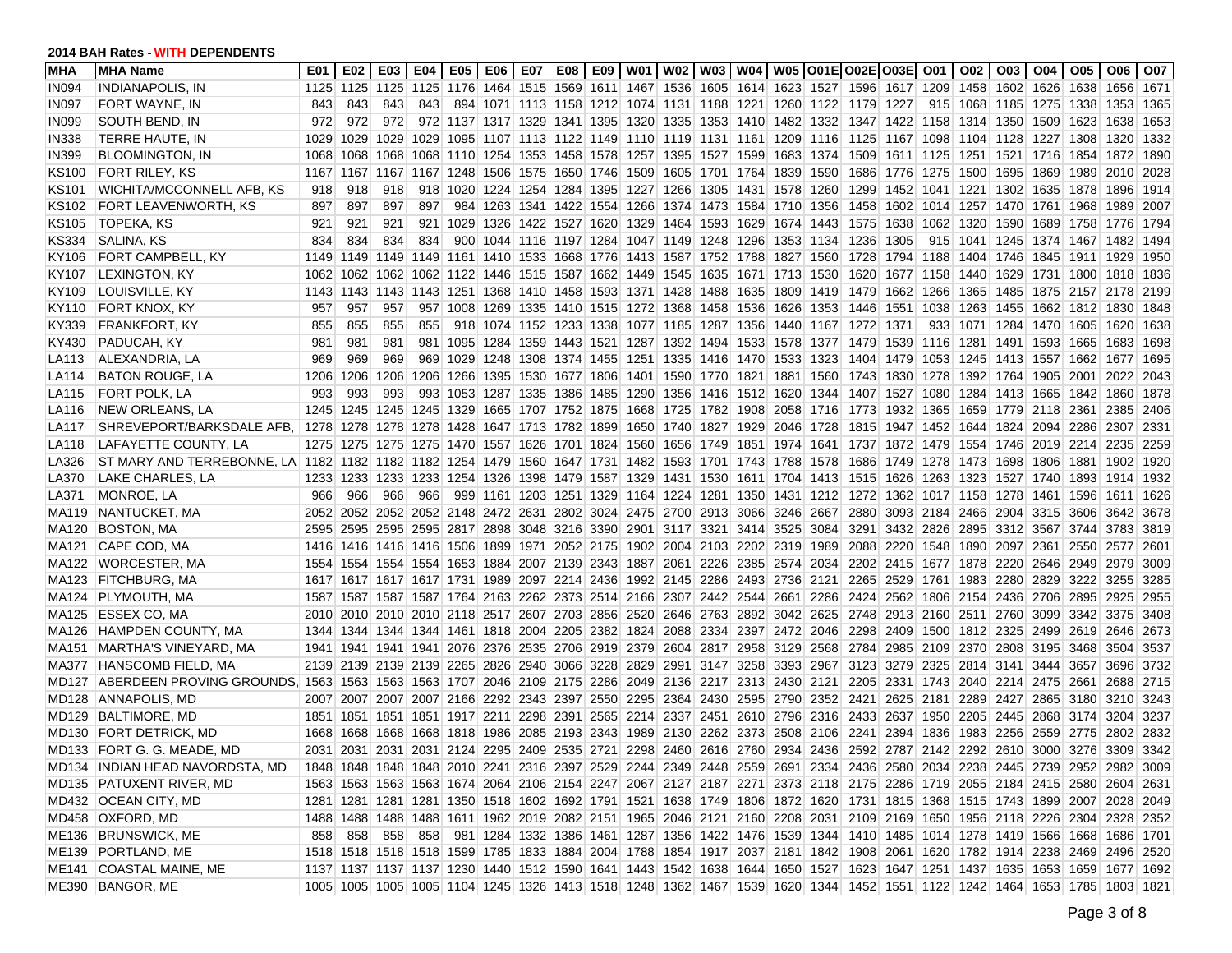**2014 BAH Rates - WITH DEPENDENTS**

| MHA | MHA Name | E01 | E02 | E03 | E04 | E05 | E06 | E07 | E08 | E09 | W01 | W02 | W03 | W04 | W05 | O01E | O02E | O03E | O01 | O02 | O03 | O04 | O05 | O06 | O07 |
|---|---|---|---|---|---|---|---|---|---|---|---|---|---|---|---|---|---|---|---|---|---|---|---|---|---|
| IN094 | INDIANAPOLIS, IN | 1125 | 1125 | 1125 | 1125 | 1176 | 1464 | 1515 | 1569 | 1611 | 1467 | 1536 | 1605 | 1614 | 1623 | 1527 | 1596 | 1617 | 1209 | 1458 | 1602 | 1626 | 1638 | 1656 | 1671 |
| IN097 | FORT WAYNE, IN | 843 | 843 | 843 | 843 | 894 | 1071 | 1113 | 1158 | 1212 | 1074 | 1131 | 1188 | 1221 | 1260 | 1122 | 1179 | 1227 | 915 | 1068 | 1185 | 1275 | 1338 | 1353 | 1365 |
| IN099 | SOUTH BEND, IN | 972 | 972 | 972 | 972 | 1137 | 1317 | 1329 | 1341 | 1395 | 1320 | 1335 | 1353 | 1410 | 1482 | 1332 | 1347 | 1422 | 1158 | 1314 | 1350 | 1509 | 1623 | 1638 | 1653 |
| IN338 | TERRE HAUTE, IN | 1029 | 1029 | 1029 | 1029 | 1095 | 1107 | 1113 | 1122 | 1149 | 1110 | 1119 | 1131 | 1161 | 1209 | 1116 | 1125 | 1167 | 1098 | 1104 | 1128 | 1227 | 1308 | 1320 | 1332 |
| IN399 | BLOOMINGTON, IN | 1068 | 1068 | 1068 | 1068 | 1110 | 1254 | 1353 | 1458 | 1578 | 1257 | 1395 | 1527 | 1599 | 1683 | 1374 | 1509 | 1611 | 1125 | 1251 | 1521 | 1716 | 1854 | 1872 | 1890 |
| KS100 | FORT RILEY, KS | 1167 | 1167 | 1167 | 1167 | 1248 | 1506 | 1575 | 1650 | 1746 | 1509 | 1605 | 1701 | 1764 | 1839 | 1590 | 1686 | 1776 | 1275 | 1500 | 1695 | 1869 | 1989 | 2010 | 2028 |
| KS101 | WICHITA/MCCONNELL AFB, KS | 918 | 918 | 918 | 918 | 1020 | 1224 | 1254 | 1284 | 1395 | 1227 | 1266 | 1305 | 1431 | 1578 | 1260 | 1299 | 1452 | 1041 | 1221 | 1302 | 1635 | 1878 | 1896 | 1914 |
| KS102 | FORT LEAVENWORTH, KS | 897 | 897 | 897 | 897 | 984 | 1263 | 1341 | 1422 | 1554 | 1266 | 1374 | 1473 | 1584 | 1710 | 1356 | 1458 | 1602 | 1014 | 1257 | 1470 | 1761 | 1968 | 1989 | 2007 |
| KS105 | TOPEKA, KS | 921 | 921 | 921 | 921 | 1029 | 1326 | 1422 | 1527 | 1620 | 1329 | 1464 | 1593 | 1629 | 1674 | 1443 | 1575 | 1638 | 1062 | 1320 | 1590 | 1689 | 1758 | 1776 | 1794 |
| KS334 | SALINA, KS | 834 | 834 | 834 | 834 | 900 | 1044 | 1116 | 1197 | 1284 | 1047 | 1149 | 1248 | 1296 | 1353 | 1134 | 1236 | 1305 | 915 | 1041 | 1245 | 1374 | 1467 | 1482 | 1494 |
| KY106 | FORT CAMPBELL, KY | 1149 | 1149 | 1149 | 1149 | 1161 | 1410 | 1533 | 1668 | 1776 | 1413 | 1587 | 1752 | 1788 | 1827 | 1560 | 1728 | 1794 | 1188 | 1404 | 1746 | 1845 | 1911 | 1929 | 1950 |
| KY107 | LEXINGTON, KY | 1062 | 1062 | 1062 | 1062 | 1122 | 1446 | 1515 | 1587 | 1662 | 1449 | 1545 | 1635 | 1671 | 1713 | 1530 | 1620 | 1677 | 1158 | 1440 | 1629 | 1731 | 1800 | 1818 | 1836 |
| KY109 | LOUISVILLE, KY | 1143 | 1143 | 1143 | 1143 | 1251 | 1368 | 1410 | 1458 | 1593 | 1371 | 1428 | 1488 | 1635 | 1809 | 1419 | 1479 | 1662 | 1266 | 1365 | 1485 | 1875 | 2157 | 2178 | 2199 |
| KY110 | FORT KNOX, KY | 957 | 957 | 957 | 957 | 1008 | 1269 | 1335 | 1410 | 1515 | 1272 | 1368 | 1458 | 1536 | 1626 | 1353 | 1446 | 1551 | 1038 | 1263 | 1455 | 1662 | 1812 | 1830 | 1848 |
| KY339 | FRANKFORT, KY | 855 | 855 | 855 | 855 | 918 | 1074 | 1152 | 1233 | 1338 | 1077 | 1185 | 1287 | 1356 | 1440 | 1167 | 1272 | 1371 | 933 | 1071 | 1284 | 1470 | 1605 | 1620 | 1638 |
| KY430 | PADUCAH, KY | 981 | 981 | 981 | 981 | 1095 | 1284 | 1359 | 1443 | 1521 | 1287 | 1392 | 1494 | 1533 | 1578 | 1377 | 1479 | 1539 | 1116 | 1281 | 1491 | 1593 | 1665 | 1683 | 1698 |
| LA113 | ALEXANDRIA, LA | 969 | 969 | 969 | 969 | 1029 | 1248 | 1308 | 1374 | 1455 | 1251 | 1335 | 1416 | 1470 | 1533 | 1323 | 1404 | 1479 | 1053 | 1245 | 1413 | 1557 | 1662 | 1677 | 1695 |
| LA114 | BATON ROUGE, LA | 1206 | 1206 | 1206 | 1206 | 1266 | 1395 | 1530 | 1677 | 1806 | 1401 | 1590 | 1770 | 1821 | 1881 | 1560 | 1743 | 1830 | 1278 | 1392 | 1764 | 1905 | 2001 | 2022 | 2043 |
| LA115 | FORT POLK, LA | 993 | 993 | 993 | 993 | 1053 | 1287 | 1335 | 1386 | 1485 | 1290 | 1356 | 1416 | 1512 | 1620 | 1344 | 1407 | 1527 | 1080 | 1284 | 1413 | 1665 | 1842 | 1860 | 1878 |
| LA116 | NEW ORLEANS, LA | 1245 | 1245 | 1245 | 1245 | 1329 | 1665 | 1707 | 1752 | 1875 | 1668 | 1725 | 1782 | 1908 | 2058 | 1716 | 1773 | 1932 | 1365 | 1659 | 1779 | 2118 | 2361 | 2385 | 2406 |
| LA117 | SHREVEPORT/BARKSDALE AFB, | 1278 | 1278 | 1278 | 1278 | 1428 | 1647 | 1713 | 1782 | 1899 | 1650 | 1740 | 1827 | 1929 | 2046 | 1728 | 1815 | 1947 | 1452 | 1644 | 1824 | 2094 | 2286 | 2307 | 2331 |
| LA118 | LAFAYETTE COUNTY, LA | 1275 | 1275 | 1275 | 1275 | 1470 | 1557 | 1626 | 1701 | 1824 | 1560 | 1656 | 1749 | 1851 | 1974 | 1641 | 1737 | 1872 | 1479 | 1554 | 1746 | 2019 | 2214 | 2235 | 2259 |
| LA326 | ST MARY AND TERREBONNE, LA | 1182 | 1182 | 1182 | 1182 | 1254 | 1479 | 1560 | 1647 | 1731 | 1482 | 1593 | 1701 | 1743 | 1788 | 1578 | 1686 | 1749 | 1278 | 1473 | 1698 | 1806 | 1881 | 1902 | 1920 |
| LA370 | LAKE CHARLES, LA | 1233 | 1233 | 1233 | 1233 | 1254 | 1326 | 1398 | 1479 | 1587 | 1329 | 1431 | 1530 | 1611 | 1704 | 1413 | 1515 | 1626 | 1263 | 1323 | 1527 | 1740 | 1893 | 1914 | 1932 |
| LA371 | MONROE, LA | 966 | 966 | 966 | 966 | 999 | 1161 | 1203 | 1251 | 1329 | 1164 | 1224 | 1281 | 1350 | 1431 | 1212 | 1272 | 1362 | 1017 | 1158 | 1278 | 1461 | 1596 | 1611 | 1626 |
| MA119 | NANTUCKET, MA | 2052 | 2052 | 2052 | 2052 | 2148 | 2472 | 2631 | 2802 | 3024 | 2475 | 2700 | 2913 | 3066 | 3246 | 2667 | 2880 | 3093 | 2184 | 2466 | 2904 | 3315 | 3606 | 3642 | 3678 |
| MA120 | BOSTON, MA | 2595 | 2595 | 2595 | 2595 | 2817 | 2898 | 3048 | 3216 | 3390 | 2901 | 3117 | 3321 | 3414 | 3525 | 3084 | 3291 | 3432 | 2826 | 2895 | 3312 | 3567 | 3744 | 3783 | 3819 |
| MA121 | CAPE COD, MA | 1416 | 1416 | 1416 | 1416 | 1506 | 1899 | 1971 | 2052 | 2175 | 1902 | 2004 | 2103 | 2202 | 2319 | 1989 | 2088 | 2220 | 1548 | 1890 | 2097 | 2361 | 2550 | 2577 | 2601 |
| MA122 | WORCESTER, MA | 1554 | 1554 | 1554 | 1554 | 1653 | 1884 | 2007 | 2139 | 2343 | 1887 | 2061 | 2226 | 2385 | 2574 | 2034 | 2202 | 2415 | 1677 | 1878 | 2220 | 2646 | 2949 | 2979 | 3009 |
| MA123 | FITCHBURG, MA | 1617 | 1617 | 1617 | 1617 | 1731 | 1989 | 2097 | 2214 | 2436 | 1992 | 2145 | 2286 | 2493 | 2736 | 2121 | 2265 | 2529 | 1761 | 1983 | 2280 | 2829 | 3222 | 3255 | 3285 |
| MA124 | PLYMOUTH, MA | 1587 | 1587 | 1587 | 1587 | 1764 | 2163 | 2262 | 2373 | 2514 | 2166 | 2307 | 2442 | 2544 | 2661 | 2286 | 2424 | 2562 | 1806 | 2154 | 2436 | 2706 | 2895 | 2925 | 2955 |
| MA125 | ESSEX CO, MA | 2010 | 2010 | 2010 | 2010 | 2118 | 2517 | 2607 | 2703 | 2856 | 2520 | 2646 | 2763 | 2892 | 3042 | 2625 | 2748 | 2913 | 2160 | 2511 | 2760 | 3099 | 3342 | 3375 | 3408 |
| MA126 | HAMPDEN COUNTY, MA | 1344 | 1344 | 1344 | 1344 | 1461 | 1818 | 2004 | 2205 | 2382 | 1824 | 2088 | 2334 | 2397 | 2472 | 2046 | 2298 | 2409 | 1500 | 1812 | 2325 | 2499 | 2619 | 2646 | 2673 |
| MA151 | MARTHA'S VINEYARD, MA | 1941 | 1941 | 1941 | 1941 | 2076 | 2376 | 2535 | 2706 | 2919 | 2379 | 2604 | 2817 | 2958 | 3129 | 2568 | 2784 | 2985 | 2109 | 2370 | 2808 | 3195 | 3468 | 3504 | 3537 |
| MA377 | HANSCOMB FIELD, MA | 2139 | 2139 | 2139 | 2139 | 2265 | 2826 | 2940 | 3066 | 3228 | 2829 | 2991 | 3147 | 3258 | 3393 | 2967 | 3123 | 3279 | 2325 | 2814 | 3141 | 3444 | 3657 | 3696 | 3732 |
| MD127 | ABERDEEN PROVING GROUNDS, | 1563 | 1563 | 1563 | 1563 | 1707 | 2046 | 2109 | 2175 | 2286 | 2049 | 2136 | 2217 | 2313 | 2430 | 2121 | 2205 | 2331 | 1743 | 2040 | 2214 | 2475 | 2661 | 2688 | 2715 |
| MD128 | ANNAPOLIS, MD | 2007 | 2007 | 2007 | 2007 | 2166 | 2292 | 2343 | 2397 | 2550 | 2295 | 2364 | 2430 | 2595 | 2790 | 2352 | 2421 | 2625 | 2181 | 2289 | 2427 | 2865 | 3180 | 3210 | 3243 |
| MD129 | BALTIMORE, MD | 1851 | 1851 | 1851 | 1851 | 1917 | 2211 | 2298 | 2391 | 2565 | 2214 | 2337 | 2451 | 2610 | 2796 | 2316 | 2433 | 2637 | 1950 | 2205 | 2445 | 2868 | 3174 | 3204 | 3237 |
| MD130 | FORT DETRICK, MD | 1668 | 1668 | 1668 | 1668 | 1818 | 1986 | 2085 | 2193 | 2343 | 1989 | 2130 | 2262 | 2373 | 2508 | 2106 | 2241 | 2394 | 1836 | 1983 | 2256 | 2559 | 2775 | 2802 | 2832 |
| MD133 | FORT G. G. MEADE, MD | 2031 | 2031 | 2031 | 2031 | 2124 | 2295 | 2409 | 2535 | 2721 | 2298 | 2460 | 2616 | 2760 | 2934 | 2436 | 2592 | 2787 | 2142 | 2292 | 2610 | 3000 | 3276 | 3309 | 3342 |
| MD134 | INDIAN HEAD NAVORDSTA, MD | 1848 | 1848 | 1848 | 1848 | 2010 | 2241 | 2316 | 2397 | 2529 | 2244 | 2349 | 2448 | 2559 | 2691 | 2334 | 2436 | 2580 | 2034 | 2238 | 2445 | 2739 | 2952 | 2982 | 3009 |
| MD135 | PATUXENT RIVER, MD | 1563 | 1563 | 1563 | 1563 | 1674 | 2064 | 2106 | 2154 | 2247 | 2067 | 2127 | 2187 | 2271 | 2373 | 2118 | 2175 | 2286 | 1719 | 2055 | 2184 | 2415 | 2580 | 2604 | 2631 |
| MD432 | OCEAN CITY, MD | 1281 | 1281 | 1281 | 1281 | 1350 | 1518 | 1602 | 1692 | 1791 | 1521 | 1638 | 1749 | 1806 | 1872 | 1620 | 1731 | 1815 | 1368 | 1515 | 1743 | 1899 | 2007 | 2028 | 2049 |
| MD458 | OXFORD, MD | 1488 | 1488 | 1488 | 1488 | 1611 | 1962 | 2019 | 2082 | 2151 | 1965 | 2046 | 2121 | 2160 | 2208 | 2031 | 2109 | 2169 | 1650 | 1956 | 2118 | 2226 | 2304 | 2328 | 2352 |
| ME136 | BRUNSWICK, ME | 858 | 858 | 858 | 858 | 981 | 1284 | 1332 | 1386 | 1461 | 1287 | 1356 | 1422 | 1476 | 1539 | 1344 | 1410 | 1485 | 1014 | 1278 | 1419 | 1566 | 1668 | 1686 | 1701 |
| ME139 | PORTLAND, ME | 1518 | 1518 | 1518 | 1518 | 1599 | 1785 | 1833 | 1884 | 2004 | 1788 | 1854 | 1917 | 2037 | 2181 | 1842 | 1908 | 2061 | 1620 | 1782 | 1914 | 2238 | 2469 | 2496 | 2520 |
| ME141 | COASTAL MAINE, ME | 1137 | 1137 | 1137 | 1137 | 1230 | 1440 | 1512 | 1590 | 1641 | 1443 | 1542 | 1638 | 1644 | 1650 | 1527 | 1623 | 1647 | 1251 | 1437 | 1635 | 1653 | 1659 | 1677 | 1692 |
| ME390 | BANGOR, ME | 1005 | 1005 | 1005 | 1005 | 1104 | 1245 | 1326 | 1413 | 1518 | 1248 | 1362 | 1467 | 1539 | 1620 | 1344 | 1452 | 1551 | 1122 | 1242 | 1464 | 1653 | 1785 | 1803 | 1821 |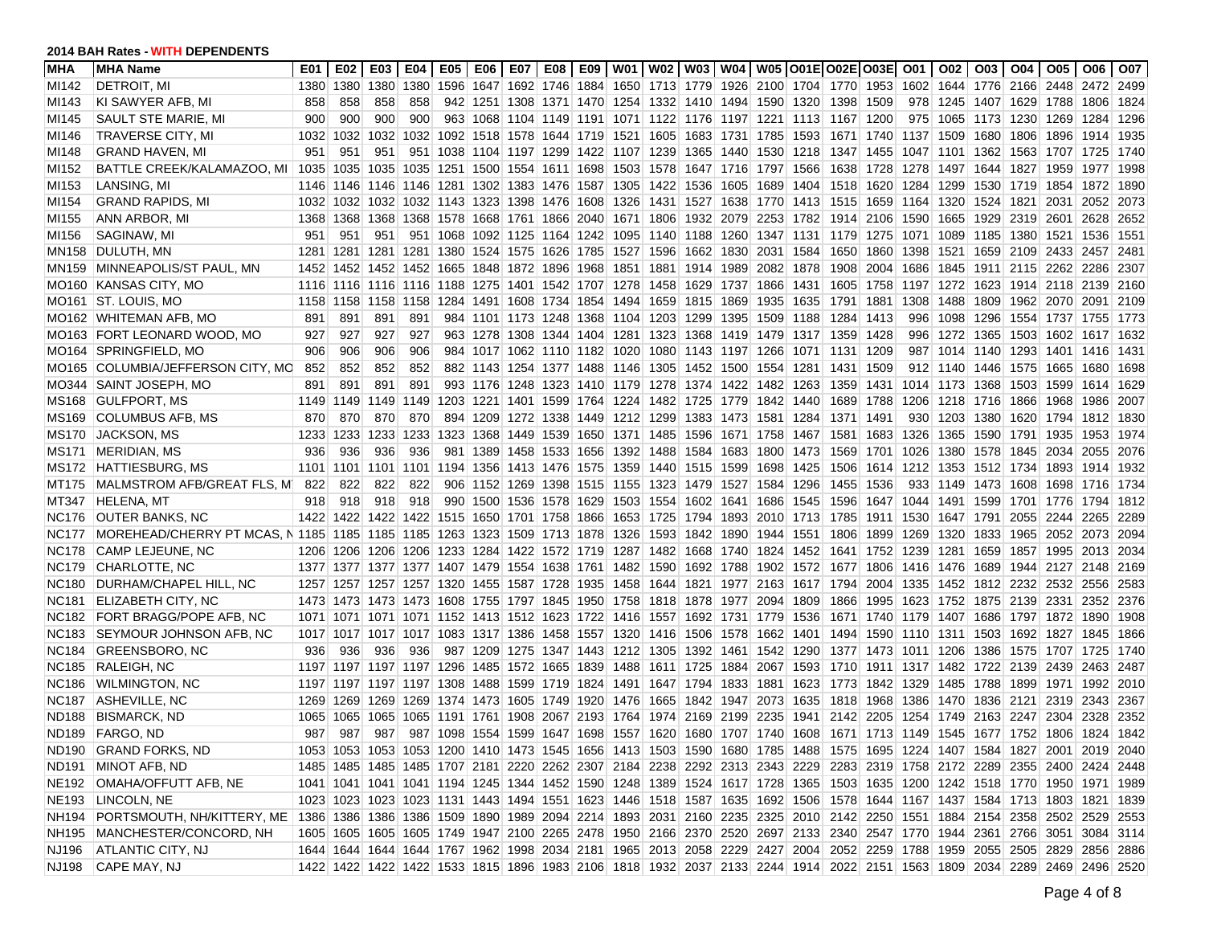**2014 BAH Rates - WITH DEPENDENTS**

| MHA | MHA Name | E01 | E02 | E03 | E04 | E05 | E06 | E07 | E08 | E09 | W01 | W02 | W03 | W04 | W05 | O01E | O02E | O03E | O01 | O02 | O03 | O04 | O05 | O06 | O07 |
|---|---|---|---|---|---|---|---|---|---|---|---|---|---|---|---|---|---|---|---|---|---|---|---|---|---|
| MI142 | DETROIT, MI | 1380 | 1380 | 1380 | 1380 | 1596 | 1647 | 1692 | 1746 | 1884 | 1650 | 1713 | 1779 | 1926 | 2100 | 1704 | 1770 | 1953 | 1602 | 1644 | 1776 | 2166 | 2448 | 2472 | 2499 |
| MI143 | KI SAWYER AFB, MI | 858 | 858 | 858 | 858 | 942 | 1251 | 1308 | 1371 | 1470 | 1254 | 1332 | 1410 | 1494 | 1590 | 1320 | 1398 | 1509 | 978 | 1245 | 1407 | 1629 | 1788 | 1806 | 1824 |
| MI145 | SAULT STE MARIE, MI | 900 | 900 | 900 | 900 | 963 | 1068 | 1104 | 1149 | 1191 | 1071 | 1122 | 1176 | 1197 | 1221 | 1113 | 1167 | 1200 | 975 | 1065 | 1173 | 1230 | 1269 | 1284 | 1296 |
| MI146 | TRAVERSE CITY, MI | 1032 | 1032 | 1032 | 1032 | 1092 | 1518 | 1578 | 1644 | 1719 | 1521 | 1605 | 1683 | 1731 | 1785 | 1593 | 1671 | 1740 | 1137 | 1509 | 1680 | 1806 | 1896 | 1914 | 1935 |
| MI148 | GRAND HAVEN, MI | 951 | 951 | 951 | 951 | 1038 | 1104 | 1197 | 1299 | 1422 | 1107 | 1239 | 1365 | 1440 | 1530 | 1218 | 1347 | 1455 | 1047 | 1101 | 1362 | 1563 | 1707 | 1725 | 1740 |
| MI152 | BATTLE CREEK/KALAMAZOO, MI | 1035 | 1035 | 1035 | 1035 | 1251 | 1500 | 1554 | 1611 | 1698 | 1503 | 1578 | 1647 | 1716 | 1797 | 1566 | 1638 | 1728 | 1278 | 1497 | 1644 | 1827 | 1959 | 1977 | 1998 |
| MI153 | LANSING, MI | 1146 | 1146 | 1146 | 1146 | 1281 | 1302 | 1383 | 1476 | 1587 | 1305 | 1422 | 1536 | 1605 | 1689 | 1404 | 1518 | 1620 | 1284 | 1299 | 1530 | 1719 | 1854 | 1872 | 1890 |
| MI154 | GRAND RAPIDS, MI | 1032 | 1032 | 1032 | 1032 | 1143 | 1323 | 1398 | 1476 | 1608 | 1326 | 1431 | 1527 | 1638 | 1770 | 1413 | 1515 | 1659 | 1164 | 1320 | 1524 | 1821 | 2031 | 2052 | 2073 |
| MI155 | ANN ARBOR, MI | 1368 | 1368 | 1368 | 1368 | 1578 | 1668 | 1761 | 1866 | 2040 | 1671 | 1806 | 1932 | 2079 | 2253 | 1782 | 1914 | 2106 | 1590 | 1665 | 1929 | 2319 | 2601 | 2628 | 2652 |
| MI156 | SAGINAW, MI | 951 | 951 | 951 | 951 | 1068 | 1092 | 1125 | 1164 | 1242 | 1095 | 1140 | 1188 | 1260 | 1347 | 1131 | 1179 | 1275 | 1071 | 1089 | 1185 | 1380 | 1521 | 1536 | 1551 |
| MN158 | DULUTH, MN | 1281 | 1281 | 1281 | 1281 | 1380 | 1524 | 1575 | 1626 | 1785 | 1527 | 1596 | 1662 | 1830 | 2031 | 1584 | 1650 | 1860 | 1398 | 1521 | 1659 | 2109 | 2433 | 2457 | 2481 |
| MN159 | MINNEAPOLIS/ST PAUL, MN | 1452 | 1452 | 1452 | 1452 | 1665 | 1848 | 1872 | 1896 | 1968 | 1851 | 1881 | 1914 | 1989 | 2082 | 1878 | 1908 | 2004 | 1686 | 1845 | 1911 | 2115 | 2262 | 2286 | 2307 |
| MO160 | KANSAS CITY, MO | 1116 | 1116 | 1116 | 1116 | 1188 | 1275 | 1401 | 1542 | 1707 | 1278 | 1458 | 1629 | 1737 | 1866 | 1431 | 1605 | 1758 | 1197 | 1272 | 1623 | 1914 | 2118 | 2139 | 2160 |
| MO161 | ST. LOUIS, MO | 1158 | 1158 | 1158 | 1158 | 1284 | 1491 | 1608 | 1734 | 1854 | 1494 | 1659 | 1815 | 1869 | 1935 | 1635 | 1791 | 1881 | 1308 | 1488 | 1809 | 1962 | 2070 | 2091 | 2109 |
| MO162 | WHITEMAN AFB, MO | 891 | 891 | 891 | 891 | 984 | 1101 | 1173 | 1248 | 1368 | 1104 | 1203 | 1299 | 1395 | 1509 | 1188 | 1284 | 1413 | 996 | 1098 | 1296 | 1554 | 1737 | 1755 | 1773 |
| MO163 | FORT LEONARD WOOD, MO | 927 | 927 | 927 | 927 | 963 | 1278 | 1308 | 1344 | 1404 | 1281 | 1323 | 1368 | 1419 | 1479 | 1317 | 1359 | 1428 | 996 | 1272 | 1365 | 1503 | 1602 | 1617 | 1632 |
| MO164 | SPRINGFIELD, MO | 906 | 906 | 906 | 906 | 984 | 1017 | 1062 | 1110 | 1182 | 1020 | 1080 | 1143 | 1197 | 1266 | 1071 | 1131 | 1209 | 987 | 1014 | 1140 | 1293 | 1401 | 1416 | 1431 |
| MO165 | COLUMBIA/JEFFERSON CITY, MO | 852 | 852 | 852 | 852 | 882 | 1143 | 1254 | 1377 | 1488 | 1146 | 1305 | 1452 | 1500 | 1554 | 1281 | 1431 | 1509 | 912 | 1140 | 1446 | 1575 | 1665 | 1680 | 1698 |
| MO344 | SAINT JOSEPH, MO | 891 | 891 | 891 | 891 | 993 | 1176 | 1248 | 1323 | 1410 | 1179 | 1278 | 1374 | 1422 | 1482 | 1263 | 1359 | 1431 | 1014 | 1173 | 1368 | 1503 | 1599 | 1614 | 1629 |
| MS168 | GULFPORT, MS | 1149 | 1149 | 1149 | 1149 | 1203 | 1221 | 1401 | 1599 | 1764 | 1224 | 1482 | 1725 | 1779 | 1842 | 1440 | 1689 | 1788 | 1206 | 1218 | 1716 | 1866 | 1968 | 1986 | 2007 |
| MS169 | COLUMBUS AFB, MS | 870 | 870 | 870 | 870 | 894 | 1209 | 1272 | 1338 | 1449 | 1212 | 1299 | 1383 | 1473 | 1581 | 1284 | 1371 | 1491 | 930 | 1203 | 1380 | 1620 | 1794 | 1812 | 1830 |
| MS170 | JACKSON, MS | 1233 | 1233 | 1233 | 1233 | 1323 | 1368 | 1449 | 1539 | 1650 | 1371 | 1485 | 1596 | 1671 | 1758 | 1467 | 1581 | 1683 | 1326 | 1365 | 1590 | 1791 | 1935 | 1953 | 1974 |
| MS171 | MERIDIAN, MS | 936 | 936 | 936 | 936 | 981 | 1389 | 1458 | 1533 | 1656 | 1392 | 1488 | 1584 | 1683 | 1800 | 1473 | 1569 | 1701 | 1026 | 1380 | 1578 | 1845 | 2034 | 2055 | 2076 |
| MS172 | HATTIESBURG, MS | 1101 | 1101 | 1101 | 1101 | 1194 | 1356 | 1413 | 1476 | 1575 | 1359 | 1440 | 1515 | 1599 | 1698 | 1425 | 1506 | 1614 | 1212 | 1353 | 1512 | 1734 | 1893 | 1914 | 1932 |
| MT175 | MALMSTROM AFB/GREAT FLS, MT | 822 | 822 | 822 | 822 | 906 | 1152 | 1269 | 1398 | 1515 | 1155 | 1323 | 1479 | 1527 | 1584 | 1296 | 1455 | 1536 | 933 | 1149 | 1473 | 1608 | 1698 | 1716 | 1734 |
| MT347 | HELENA, MT | 918 | 918 | 918 | 918 | 990 | 1500 | 1536 | 1578 | 1629 | 1503 | 1554 | 1602 | 1641 | 1686 | 1545 | 1596 | 1647 | 1044 | 1491 | 1599 | 1701 | 1776 | 1794 | 1812 |
| NC176 | OUTER BANKS, NC | 1422 | 1422 | 1422 | 1422 | 1515 | 1650 | 1701 | 1758 | 1866 | 1653 | 1725 | 1794 | 1893 | 2010 | 1713 | 1785 | 1911 | 1530 | 1647 | 1791 | 2055 | 2244 | 2265 | 2289 |
| NC177 | MOREHEAD/CHERRY PT MCAS, NC | 1185 | 1185 | 1185 | 1185 | 1263 | 1323 | 1509 | 1713 | 1878 | 1326 | 1593 | 1842 | 1890 | 1944 | 1551 | 1806 | 1899 | 1269 | 1320 | 1833 | 1965 | 2052 | 2073 | 2094 |
| NC178 | CAMP LEJEUNE, NC | 1206 | 1206 | 1206 | 1206 | 1233 | 1284 | 1422 | 1572 | 1719 | 1287 | 1482 | 1668 | 1740 | 1824 | 1452 | 1641 | 1752 | 1239 | 1281 | 1659 | 1857 | 1995 | 2013 | 2034 |
| NC179 | CHARLOTTE, NC | 1377 | 1377 | 1377 | 1377 | 1407 | 1479 | 1554 | 1638 | 1761 | 1482 | 1590 | 1692 | 1788 | 1902 | 1572 | 1677 | 1806 | 1416 | 1476 | 1689 | 1944 | 2127 | 2148 | 2169 |
| NC180 | DURHAM/CHAPEL HILL, NC | 1257 | 1257 | 1257 | 1257 | 1320 | 1455 | 1587 | 1728 | 1935 | 1458 | 1644 | 1821 | 1977 | 2163 | 1617 | 1794 | 2004 | 1335 | 1452 | 1812 | 2232 | 2532 | 2556 | 2583 |
| NC181 | ELIZABETH CITY, NC | 1473 | 1473 | 1473 | 1473 | 1608 | 1755 | 1797 | 1845 | 1950 | 1758 | 1818 | 1878 | 1977 | 2094 | 1809 | 1866 | 1995 | 1623 | 1752 | 1875 | 2139 | 2331 | 2352 | 2376 |
| NC182 | FORT BRAGG/POPE AFB, NC | 1071 | 1071 | 1071 | 1071 | 1152 | 1413 | 1512 | 1623 | 1722 | 1416 | 1557 | 1692 | 1731 | 1779 | 1536 | 1671 | 1740 | 1179 | 1407 | 1686 | 1797 | 1872 | 1890 | 1908 |
| NC183 | SEYMOUR JOHNSON AFB, NC | 1017 | 1017 | 1017 | 1017 | 1083 | 1317 | 1386 | 1458 | 1578 | 1320 | 1416 | 1506 | 1578 | 1662 | 1401 | 1494 | 1590 | 1110 | 1311 | 1503 | 1692 | 1827 | 1845 | 1866 |
| NC184 | GREENSBORO, NC | 936 | 936 | 936 | 936 | 987 | 1209 | 1275 | 1347 | 1443 | 1212 | 1305 | 1392 | 1461 | 1542 | 1290 | 1377 | 1473 | 1011 | 1206 | 1386 | 1575 | 1707 | 1725 | 1740 |
| NC185 | RALEIGH, NC | 1197 | 1197 | 1197 | 1197 | 1296 | 1485 | 1572 | 1665 | 1839 | 1488 | 1611 | 1725 | 1884 | 2067 | 1593 | 1710 | 1911 | 1317 | 1482 | 1722 | 2139 | 2439 | 2463 | 2487 |
| NC186 | WILMINGTON, NC | 1197 | 1197 | 1197 | 1197 | 1308 | 1488 | 1599 | 1719 | 1824 | 1491 | 1647 | 1794 | 1833 | 1881 | 1623 | 1773 | 1842 | 1329 | 1485 | 1788 | 1899 | 1971 | 1992 | 2010 |
| NC187 | ASHEVILLE, NC | 1269 | 1269 | 1269 | 1269 | 1374 | 1473 | 1605 | 1749 | 1920 | 1476 | 1665 | 1842 | 1947 | 2073 | 1635 | 1818 | 1968 | 1386 | 1470 | 1836 | 2121 | 2319 | 2343 | 2367 |
| ND188 | BISMARCK, ND | 1065 | 1065 | 1065 | 1065 | 1191 | 1761 | 1908 | 2067 | 2193 | 1764 | 1974 | 2169 | 2199 | 2235 | 1941 | 2142 | 2205 | 1254 | 1749 | 2163 | 2247 | 2304 | 2328 | 2352 |
| ND189 | FARGO, ND | 987 | 987 | 987 | 987 | 1098 | 1554 | 1599 | 1647 | 1698 | 1557 | 1620 | 1680 | 1707 | 1740 | 1608 | 1671 | 1713 | 1149 | 1545 | 1677 | 1752 | 1806 | 1824 | 1842 |
| ND190 | GRAND FORKS, ND | 1053 | 1053 | 1053 | 1053 | 1200 | 1410 | 1473 | 1545 | 1656 | 1413 | 1503 | 1590 | 1680 | 1785 | 1488 | 1575 | 1695 | 1224 | 1407 | 1584 | 1827 | 2001 | 2019 | 2040 |
| ND191 | MINOT AFB, ND | 1485 | 1485 | 1485 | 1485 | 1707 | 2181 | 2220 | 2262 | 2307 | 2184 | 2238 | 2292 | 2313 | 2343 | 2229 | 2283 | 2319 | 1758 | 2172 | 2289 | 2355 | 2400 | 2424 | 2448 |
| NE192 | OMAHA/OFFUTT AFB, NE | 1041 | 1041 | 1041 | 1041 | 1194 | 1245 | 1344 | 1452 | 1590 | 1248 | 1389 | 1524 | 1617 | 1728 | 1365 | 1503 | 1635 | 1200 | 1242 | 1518 | 1770 | 1950 | 1971 | 1989 |
| NE193 | LINCOLN, NE | 1023 | 1023 | 1023 | 1023 | 1131 | 1443 | 1494 | 1551 | 1623 | 1446 | 1518 | 1587 | 1635 | 1692 | 1506 | 1578 | 1644 | 1167 | 1437 | 1584 | 1713 | 1803 | 1821 | 1839 |
| NH194 | PORTSMOUTH, NH/KITTERY, ME | 1386 | 1386 | 1386 | 1386 | 1509 | 1890 | 1989 | 2094 | 2214 | 1893 | 2031 | 2160 | 2235 | 2325 | 2010 | 2142 | 2250 | 1551 | 1884 | 2154 | 2358 | 2502 | 2529 | 2553 |
| NH195 | MANCHESTER/CONCORD, NH | 1605 | 1605 | 1605 | 1605 | 1749 | 1947 | 2100 | 2265 | 2478 | 1950 | 2166 | 2370 | 2520 | 2697 | 2133 | 2340 | 2547 | 1770 | 1944 | 2361 | 2766 | 3051 | 3084 | 3114 |
| NJ196 | ATLANTIC CITY, NJ | 1644 | 1644 | 1644 | 1644 | 1767 | 1962 | 1998 | 2034 | 2181 | 1965 | 2013 | 2058 | 2229 | 2427 | 2004 | 2052 | 2259 | 1788 | 1959 | 2055 | 2505 | 2829 | 2856 | 2886 |
| NJ198 | CAPE MAY, NJ | 1422 | 1422 | 1422 | 1422 | 1533 | 1815 | 1896 | 1983 | 2106 | 1818 | 1932 | 2037 | 2133 | 2244 | 1914 | 2022 | 2151 | 1563 | 1809 | 2034 | 2289 | 2469 | 2496 | 2520 |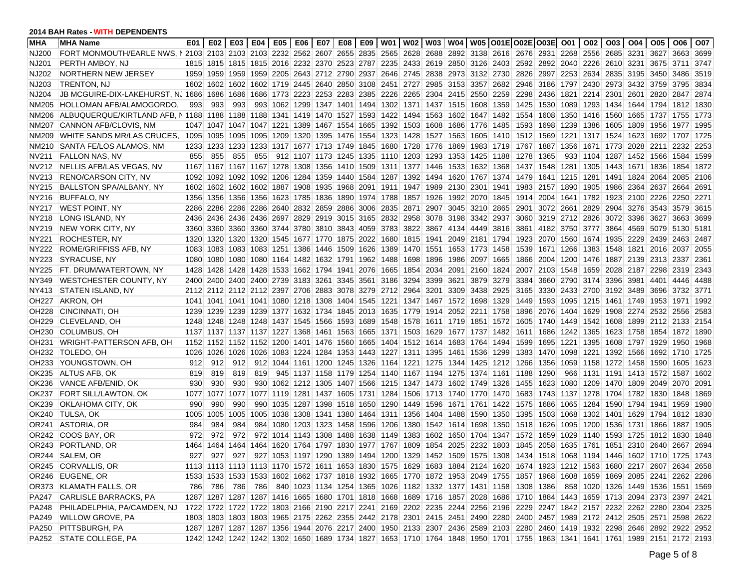**2014 BAH Rates - WITH DEPENDENTS**

| MHA | MHA Name | E01 | E02 | E03 | E04 | E05 | E06 | E07 | E08 | E09 | W01 | W02 | W03 | W04 | W05 | O01E | O02E | O03E | O01 | O02 | O03 | O04 | O05 | O06 | O07 |
|---|---|---|---|---|---|---|---|---|---|---|---|---|---|---|---|---|---|---|---|---|---|---|---|---|---|
| NJ200 | FORT MONMOUTH/EARLE NWS, N | 2103 | 2103 | 2103 | 2103 | 2232 | 2562 | 2607 | 2655 | 2835 | 2565 | 2628 | 2688 | 2892 | 3138 | 2616 | 2676 | 2931 | 2268 | 2556 | 2685 | 3231 | 3627 | 3663 | 3699 |
| NJ201 | PERTH AMBOY, NJ | 1815 | 1815 | 1815 | 1815 | 2016 | 2232 | 2370 | 2523 | 2787 | 2235 | 2433 | 2619 | 2850 | 3126 | 2403 | 2592 | 2892 | 2040 | 2226 | 2610 | 3231 | 3675 | 3711 | 3747 |
| NJ202 | NORTHERN NEW JERSEY | 1959 | 1959 | 1959 | 1959 | 2205 | 2643 | 2712 | 2790 | 2937 | 2646 | 2745 | 2838 | 2973 | 3132 | 2730 | 2826 | 2997 | 2253 | 2634 | 2835 | 3195 | 3450 | 3486 | 3519 |
| NJ203 | TRENTON, NJ | 1602 | 1602 | 1602 | 1602 | 1719 | 2445 | 2640 | 2850 | 3108 | 2451 | 2727 | 2985 | 3153 | 3357 | 2682 | 2946 | 3186 | 1797 | 2430 | 2973 | 3432 | 3759 | 3795 | 3834 |
| NJ204 | JB MCGUIRE-DIX-LAKEHURST, NJ | 1686 | 1686 | 1686 | 1686 | 1773 | 2223 | 2253 | 2283 | 2385 | 2226 | 2265 | 2304 | 2415 | 2550 | 2259 | 2298 | 2436 | 1821 | 2214 | 2301 | 2601 | 2820 | 2847 | 2874 |
| NM205 | HOLLOMAN AFB/ALAMOGORDO, | 993 | 993 | 993 | 993 | 1062 | 1299 | 1347 | 1401 | 1494 | 1302 | 1371 | 1437 | 1515 | 1608 | 1359 | 1425 | 1530 | 1089 | 1293 | 1434 | 1644 | 1794 | 1812 | 1830 |
| NM206 | ALBUQUERQUE/KIRTLAND AFB, N | 1188 | 1188 | 1188 | 1188 | 1341 | 1419 | 1470 | 1527 | 1593 | 1422 | 1494 | 1563 | 1602 | 1647 | 1482 | 1554 | 1608 | 1350 | 1416 | 1560 | 1665 | 1737 | 1755 | 1773 |
| NM207 | CANNON AFB/CLOVIS, NM | 1047 | 1047 | 1047 | 1047 | 1221 | 1389 | 1467 | 1554 | 1665 | 1392 | 1503 | 1608 | 1686 | 1776 | 1485 | 1593 | 1698 | 1239 | 1386 | 1605 | 1809 | 1956 | 1977 | 1995 |
| NM209 | WHITE SANDS MR/LAS CRUCES, | 1095 | 1095 | 1095 | 1095 | 1209 | 1320 | 1395 | 1476 | 1554 | 1323 | 1428 | 1527 | 1563 | 1605 | 1410 | 1512 | 1569 | 1221 | 1317 | 1524 | 1623 | 1692 | 1707 | 1725 |
| NM210 | SANTA FE/LOS ALAMOS, NM | 1233 | 1233 | 1233 | 1233 | 1317 | 1677 | 1713 | 1749 | 1845 | 1680 | 1728 | 1776 | 1869 | 1983 | 1719 | 1767 | 1887 | 1356 | 1671 | 1773 | 2028 | 2211 | 2232 | 2253 |
| NV211 | FALLON NAS, NV | 855 | 855 | 855 | 855 | 912 | 1107 | 1173 | 1245 | 1335 | 1110 | 1203 | 1293 | 1353 | 1425 | 1188 | 1278 | 1365 | 933 | 1104 | 1287 | 1452 | 1566 | 1584 | 1599 |
| NV212 | NELLIS AFB/LAS VEGAS, NV | 1167 | 1167 | 1167 | 1167 | 1278 | 1308 | 1356 | 1410 | 1509 | 1311 | 1377 | 1446 | 1533 | 1632 | 1368 | 1437 | 1548 | 1281 | 1305 | 1443 | 1671 | 1836 | 1854 | 1872 |
| NV213 | RENO/CARSON CITY, NV | 1092 | 1092 | 1092 | 1092 | 1206 | 1284 | 1359 | 1440 | 1584 | 1287 | 1392 | 1494 | 1620 | 1767 | 1374 | 1479 | 1641 | 1215 | 1281 | 1491 | 1824 | 2064 | 2085 | 2106 |
| NY215 | BALLSTON SPA/ALBANY, NY | 1602 | 1602 | 1602 | 1602 | 1887 | 1908 | 1935 | 1968 | 2091 | 1911 | 1947 | 1989 | 2130 | 2301 | 1941 | 1983 | 2157 | 1890 | 1905 | 1986 | 2364 | 2637 | 2664 | 2691 |
| NY216 | BUFFALO, NY | 1356 | 1356 | 1356 | 1356 | 1623 | 1785 | 1836 | 1890 | 1974 | 1788 | 1857 | 1926 | 1992 | 2070 | 1845 | 1914 | 2004 | 1641 | 1782 | 1923 | 2100 | 2226 | 2250 | 2271 |
| NY217 | WEST POINT, NY | 2286 | 2286 | 2286 | 2286 | 2640 | 2832 | 2859 | 2886 | 3006 | 2835 | 2871 | 2907 | 3045 | 3210 | 2865 | 2901 | 3072 | 2661 | 2829 | 2904 | 3276 | 3543 | 3579 | 3615 |
| NY218 | LONG ISLAND, NY | 2436 | 2436 | 2436 | 2436 | 2697 | 2829 | 2919 | 3015 | 3165 | 2832 | 2958 | 3078 | 3198 | 3342 | 2937 | 3060 | 3219 | 2712 | 2826 | 3072 | 3396 | 3627 | 3663 | 3699 |
| NY219 | NEW YORK CITY, NY | 3360 | 3360 | 3360 | 3360 | 3744 | 3780 | 3810 | 3843 | 4059 | 3783 | 3822 | 3867 | 4134 | 4449 | 3816 | 3861 | 4182 | 3750 | 3777 | 3864 | 4569 | 5079 | 5130 | 5181 |
| NY221 | ROCHESTER, NY | 1320 | 1320 | 1320 | 1320 | 1545 | 1677 | 1770 | 1875 | 2022 | 1680 | 1815 | 1941 | 2049 | 2181 | 1794 | 1923 | 2070 | 1560 | 1674 | 1935 | 2229 | 2439 | 2463 | 2487 |
| NY222 | ROME/GRIFFISS AFB, NY | 1083 | 1083 | 1083 | 1083 | 1251 | 1386 | 1446 | 1509 | 1626 | 1389 | 1470 | 1551 | 1653 | 1773 | 1458 | 1539 | 1671 | 1266 | 1383 | 1548 | 1821 | 2016 | 2037 | 2055 |
| NY223 | SYRACUSE, NY | 1080 | 1080 | 1080 | 1080 | 1164 | 1482 | 1632 | 1791 | 1962 | 1488 | 1698 | 1896 | 1986 | 2097 | 1665 | 1866 | 2004 | 1200 | 1476 | 1887 | 2139 | 2313 | 2337 | 2361 |
| NY225 | FT. DRUM/WATERTOWN, NY | 1428 | 1428 | 1428 | 1428 | 1533 | 1662 | 1794 | 1941 | 2076 | 1665 | 1854 | 2034 | 2091 | 2160 | 1824 | 2007 | 2103 | 1548 | 1659 | 2028 | 2187 | 2298 | 2319 | 2343 |
| NY349 | WESTCHESTER COUNTY, NY | 2400 | 2400 | 2400 | 2400 | 2739 | 3183 | 3261 | 3345 | 3561 | 3186 | 3294 | 3399 | 3621 | 3879 | 3279 | 3384 | 3660 | 2790 | 3174 | 3396 | 3981 | 4401 | 4446 | 4488 |
| NY413 | STATEN ISLAND, NY | 2112 | 2112 | 2112 | 2112 | 2397 | 2706 | 2883 | 3078 | 3279 | 2712 | 2964 | 3201 | 3309 | 3438 | 2925 | 3165 | 3330 | 2433 | 2700 | 3192 | 3489 | 3696 | 3732 | 3771 |
| OH227 | AKRON, OH | 1041 | 1041 | 1041 | 1041 | 1080 | 1218 | 1308 | 1404 | 1545 | 1221 | 1347 | 1467 | 1572 | 1698 | 1329 | 1449 | 1593 | 1095 | 1215 | 1461 | 1749 | 1953 | 1971 | 1992 |
| OH228 | CINCINNATI, OH | 1239 | 1239 | 1239 | 1239 | 1377 | 1632 | 1734 | 1845 | 2013 | 1635 | 1779 | 1914 | 2052 | 2211 | 1758 | 1896 | 2076 | 1404 | 1629 | 1908 | 2274 | 2532 | 2556 | 2583 |
| OH229 | CLEVELAND, OH | 1248 | 1248 | 1248 | 1248 | 1437 | 1545 | 1566 | 1593 | 1689 | 1548 | 1578 | 1611 | 1719 | 1851 | 1572 | 1605 | 1740 | 1449 | 1542 | 1608 | 1899 | 2112 | 2133 | 2154 |
| OH230 | COLUMBUS, OH | 1137 | 1137 | 1137 | 1137 | 1227 | 1368 | 1461 | 1563 | 1665 | 1371 | 1503 | 1629 | 1677 | 1737 | 1482 | 1611 | 1686 | 1242 | 1365 | 1623 | 1758 | 1854 | 1872 | 1890 |
| OH231 | WRIGHT-PATTERSON AFB, OH | 1152 | 1152 | 1152 | 1152 | 1200 | 1401 | 1476 | 1560 | 1665 | 1404 | 1512 | 1614 | 1683 | 1764 | 1494 | 1599 | 1695 | 1221 | 1395 | 1608 | 1797 | 1929 | 1950 | 1968 |
| OH232 | TOLEDO, OH | 1026 | 1026 | 1026 | 1026 | 1083 | 1224 | 1284 | 1353 | 1443 | 1227 | 1311 | 1395 | 1461 | 1536 | 1299 | 1383 | 1470 | 1098 | 1221 | 1392 | 1566 | 1692 | 1710 | 1725 |
| OH233 | YOUNGSTOWN, OH | 912 | 912 | 912 | 912 | 1044 | 1161 | 1200 | 1245 | 1326 | 1164 | 1221 | 1275 | 1344 | 1425 | 1212 | 1266 | 1356 | 1059 | 1158 | 1272 | 1458 | 1590 | 1605 | 1623 |
| OK235 | ALTUS AFB, OK | 819 | 819 | 819 | 819 | 945 | 1137 | 1158 | 1179 | 1254 | 1140 | 1167 | 1194 | 1275 | 1374 | 1161 | 1188 | 1290 | 966 | 1131 | 1191 | 1413 | 1572 | 1587 | 1602 |
| OK236 | VANCE AFB/ENID, OK | 930 | 930 | 930 | 930 | 1062 | 1212 | 1305 | 1407 | 1566 | 1215 | 1347 | 1473 | 1602 | 1749 | 1326 | 1455 | 1623 | 1080 | 1209 | 1470 | 1809 | 2049 | 2070 | 2091 |
| OK237 | FORT SILL/LAWTON, OK | 1077 | 1077 | 1077 | 1077 | 1119 | 1281 | 1437 | 1605 | 1731 | 1284 | 1506 | 1713 | 1740 | 1770 | 1470 | 1683 | 1743 | 1137 | 1278 | 1704 | 1782 | 1830 | 1848 | 1869 |
| OK239 | OKLAHOMA CITY, OK | 990 | 990 | 990 | 990 | 1035 | 1287 | 1398 | 1518 | 1650 | 1290 | 1449 | 1596 | 1671 | 1761 | 1422 | 1575 | 1686 | 1065 | 1284 | 1590 | 1794 | 1941 | 1959 | 1980 |
| OK240 | TULSA, OK | 1005 | 1005 | 1005 | 1005 | 1038 | 1308 | 1341 | 1380 | 1464 | 1311 | 1356 | 1404 | 1488 | 1590 | 1350 | 1395 | 1503 | 1068 | 1302 | 1401 | 1629 | 1794 | 1812 | 1830 |
| OR241 | ASTORIA, OR | 984 | 984 | 984 | 984 | 1080 | 1203 | 1323 | 1458 | 1596 | 1206 | 1380 | 1542 | 1614 | 1698 | 1350 | 1518 | 1626 | 1095 | 1200 | 1536 | 1731 | 1866 | 1887 | 1905 |
| OR242 | COOS BAY, OR | 972 | 972 | 972 | 972 | 1014 | 1143 | 1308 | 1488 | 1638 | 1149 | 1383 | 1602 | 1650 | 1704 | 1347 | 1572 | 1659 | 1029 | 1140 | 1593 | 1725 | 1812 | 1830 | 1848 |
| OR243 | PORTLAND, OR | 1464 | 1464 | 1464 | 1464 | 1620 | 1764 | 1797 | 1830 | 1977 | 1767 | 1809 | 1854 | 2025 | 2232 | 1803 | 1845 | 2058 | 1635 | 1761 | 1851 | 2310 | 2640 | 2667 | 2694 |
| OR244 | SALEM, OR | 927 | 927 | 927 | 927 | 1053 | 1197 | 1290 | 1389 | 1494 | 1200 | 1329 | 1452 | 1509 | 1575 | 1308 | 1434 | 1518 | 1068 | 1194 | 1446 | 1602 | 1710 | 1725 | 1743 |
| OR245 | CORVALLIS, OR | 1113 | 1113 | 1113 | 1113 | 1170 | 1572 | 1611 | 1653 | 1830 | 1575 | 1629 | 1683 | 1884 | 2124 | 1620 | 1674 | 1923 | 1212 | 1563 | 1680 | 2217 | 2607 | 2634 | 2658 |
| OR246 | EUGENE, OR | 1533 | 1533 | 1533 | 1533 | 1602 | 1662 | 1737 | 1818 | 1932 | 1665 | 1770 | 1872 | 1953 | 2049 | 1755 | 1857 | 1968 | 1608 | 1659 | 1869 | 2085 | 2241 | 2262 | 2286 |
| OR373 | KLAMATH FALLS, OR | 786 | 786 | 786 | 786 | 840 | 1023 | 1134 | 1254 | 1365 | 1026 | 1182 | 1332 | 1377 | 1431 | 1158 | 1308 | 1386 | 858 | 1020 | 1326 | 1449 | 1536 | 1551 | 1569 |
| PA247 | CARLISLE BARRACKS, PA | 1287 | 1287 | 1287 | 1287 | 1416 | 1665 | 1680 | 1701 | 1818 | 1668 | 1689 | 1716 | 1857 | 2028 | 1686 | 1710 | 1884 | 1443 | 1659 | 1713 | 2094 | 2373 | 2397 | 2421 |
| PA248 | PHILADELPHIA, PA/CAMDEN, NJ | 1722 | 1722 | 1722 | 1722 | 1803 | 2166 | 2190 | 2217 | 2241 | 2169 | 2202 | 2235 | 2244 | 2256 | 2196 | 2229 | 2247 | 1842 | 2157 | 2232 | 2262 | 2280 | 2304 | 2325 |
| PA249 | WILLOW GROVE, PA | 1803 | 1803 | 1803 | 1803 | 1965 | 2175 | 2262 | 2355 | 2442 | 2178 | 2301 | 2415 | 2451 | 2490 | 2280 | 2400 | 2457 | 1989 | 2172 | 2412 | 2505 | 2571 | 2598 | 2622 |
| PA250 | PITTSBURGH, PA | 1287 | 1287 | 1287 | 1287 | 1356 | 1944 | 2076 | 2217 | 2400 | 1950 | 2133 | 2307 | 2436 | 2589 | 2103 | 2280 | 2460 | 1419 | 1932 | 2298 | 2646 | 2892 | 2922 | 2952 |
| PA252 | STATE COLLEGE, PA | 1242 | 1242 | 1242 | 1242 | 1302 | 1650 | 1689 | 1734 | 1827 | 1653 | 1710 | 1764 | 1848 | 1950 | 1701 | 1755 | 1863 | 1341 | 1641 | 1761 | 1989 | 2151 | 2172 | 2193 |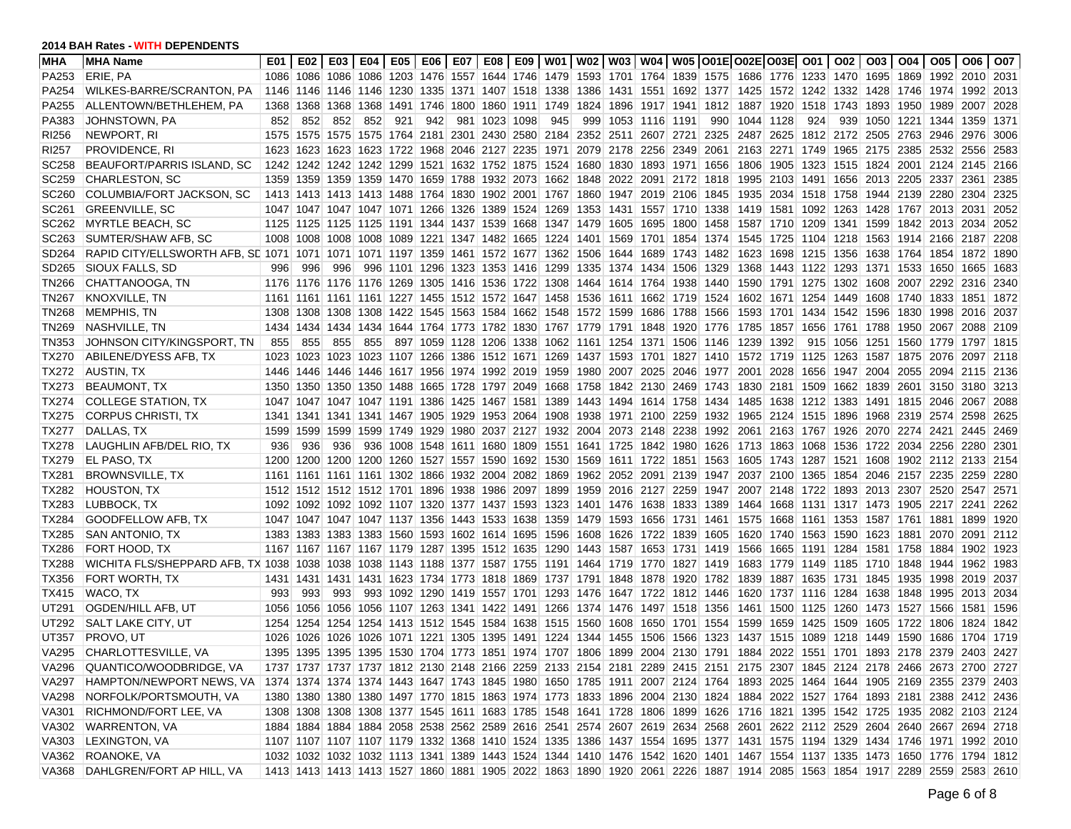**2014 BAH Rates - WITH DEPENDENTS**

| MHA | MHA Name | E01 | E02 | E03 | E04 | E05 | E06 | E07 | E08 | E09 | W01 | W02 | W03 | W04 | W05 | O01E | O02E | O03E | O01 | O02 | O03 | O04 | O05 | O06 | O07 |
|---|---|---|---|---|---|---|---|---|---|---|---|---|---|---|---|---|---|---|---|---|---|---|---|---|---|
| PA253 | ERIE, PA | 1086 | 1086 | 1086 | 1086 | 1203 | 1476 | 1557 | 1644 | 1746 | 1479 | 1593 | 1701 | 1764 | 1839 | 1575 | 1686 | 1776 | 1233 | 1470 | 1695 | 1869 | 1992 | 2010 | 2031 |
| PA254 | WILKES-BARRE/SCRANTON, PA | 1146 | 1146 | 1146 | 1146 | 1230 | 1335 | 1371 | 1407 | 1518 | 1338 | 1386 | 1431 | 1551 | 1692 | 1377 | 1425 | 1572 | 1242 | 1332 | 1428 | 1746 | 1974 | 1992 | 2013 |
| PA255 | ALLENTOWN/BETHLEHEM, PA | 1368 | 1368 | 1368 | 1368 | 1491 | 1746 | 1800 | 1860 | 1911 | 1749 | 1824 | 1896 | 1917 | 1941 | 1812 | 1887 | 1920 | 1518 | 1743 | 1893 | 1950 | 1989 | 2007 | 2028 |
| PA383 | JOHNSTOWN, PA | 852 | 852 | 852 | 852 | 921 | 942 | 981 | 1023 | 1098 | 945 | 999 | 1053 | 1116 | 1191 | 990 | 1044 | 1128 | 924 | 939 | 1050 | 1221 | 1344 | 1359 | 1371 |
| RI256 | NEWPORT, RI | 1575 | 1575 | 1575 | 1575 | 1764 | 2181 | 2301 | 2430 | 2580 | 2184 | 2352 | 2511 | 2607 | 2721 | 2325 | 2487 | 2625 | 1812 | 2172 | 2505 | 2763 | 2946 | 2976 | 3006 |
| RI257 | PROVIDENCE, RI | 1623 | 1623 | 1623 | 1623 | 1722 | 1968 | 2046 | 2127 | 2235 | 1971 | 2079 | 2178 | 2256 | 2349 | 2061 | 2163 | 2271 | 1749 | 1965 | 2175 | 2385 | 2532 | 2556 | 2583 |
| SC258 | BEAUFORT/PARRIS ISLAND, SC | 1242 | 1242 | 1242 | 1242 | 1299 | 1521 | 1632 | 1752 | 1875 | 1524 | 1680 | 1830 | 1893 | 1971 | 1656 | 1806 | 1905 | 1323 | 1515 | 1824 | 2001 | 2124 | 2145 | 2166 |
| SC259 | CHARLESTON, SC | 1359 | 1359 | 1359 | 1359 | 1470 | 1659 | 1788 | 1932 | 2073 | 1662 | 1848 | 2022 | 2091 | 2172 | 1818 | 1995 | 2103 | 1491 | 1656 | 2013 | 2205 | 2337 | 2361 | 2385 |
| SC260 | COLUMBIA/FORT JACKSON, SC | 1413 | 1413 | 1413 | 1413 | 1488 | 1764 | 1830 | 1902 | 2001 | 1767 | 1860 | 1947 | 2019 | 2106 | 1845 | 1935 | 2034 | 1518 | 1758 | 1944 | 2139 | 2280 | 2304 | 2325 |
| SC261 | GREENVILLE, SC | 1047 | 1047 | 1047 | 1047 | 1071 | 1266 | 1326 | 1389 | 1524 | 1269 | 1353 | 1431 | 1557 | 1710 | 1338 | 1419 | 1581 | 1092 | 1263 | 1428 | 1767 | 2013 | 2031 | 2052 |
| SC262 | MYRTLE BEACH, SC | 1125 | 1125 | 1125 | 1125 | 1191 | 1344 | 1437 | 1539 | 1668 | 1347 | 1479 | 1605 | 1695 | 1800 | 1458 | 1587 | 1710 | 1209 | 1341 | 1599 | 1842 | 2013 | 2034 | 2052 |
| SC263 | SUMTER/SHAW AFB, SC | 1008 | 1008 | 1008 | 1008 | 1089 | 1221 | 1347 | 1482 | 1665 | 1224 | 1401 | 1569 | 1701 | 1854 | 1374 | 1545 | 1725 | 1104 | 1218 | 1563 | 1914 | 2166 | 2187 | 2208 |
| SD264 | RAPID CITY/ELLSWORTH AFB, SD | 1071 | 1071 | 1071 | 1071 | 1197 | 1359 | 1461 | 1572 | 1677 | 1362 | 1506 | 1644 | 1689 | 1743 | 1482 | 1623 | 1698 | 1215 | 1356 | 1638 | 1764 | 1854 | 1872 | 1890 |
| SD265 | SIOUX FALLS, SD | 996 | 996 | 996 | 996 | 1101 | 1296 | 1323 | 1353 | 1416 | 1299 | 1335 | 1374 | 1434 | 1506 | 1329 | 1368 | 1443 | 1122 | 1293 | 1371 | 1533 | 1650 | 1665 | 1683 |
| TN266 | CHATTANOOGA, TN | 1176 | 1176 | 1176 | 1176 | 1269 | 1305 | 1416 | 1536 | 1722 | 1308 | 1464 | 1614 | 1764 | 1938 | 1440 | 1590 | 1791 | 1275 | 1302 | 1608 | 2007 | 2292 | 2316 | 2340 |
| TN267 | KNOXVILLE, TN | 1161 | 1161 | 1161 | 1161 | 1227 | 1455 | 1512 | 1572 | 1647 | 1458 | 1536 | 1611 | 1662 | 1719 | 1524 | 1602 | 1671 | 1254 | 1449 | 1608 | 1740 | 1833 | 1851 | 1872 |
| TN268 | MEMPHIS, TN | 1308 | 1308 | 1308 | 1308 | 1422 | 1545 | 1563 | 1584 | 1662 | 1548 | 1572 | 1599 | 1686 | 1788 | 1566 | 1593 | 1701 | 1434 | 1542 | 1596 | 1830 | 1998 | 2016 | 2037 |
| TN269 | NASHVILLE, TN | 1434 | 1434 | 1434 | 1434 | 1644 | 1764 | 1773 | 1782 | 1830 | 1767 | 1779 | 1791 | 1848 | 1920 | 1776 | 1785 | 1857 | 1656 | 1761 | 1788 | 1950 | 2067 | 2088 | 2109 |
| TN353 | JOHNSON CITY/KINGSPORT, TN | 855 | 855 | 855 | 855 | 897 | 1059 | 1128 | 1206 | 1338 | 1062 | 1161 | 1254 | 1371 | 1506 | 1146 | 1239 | 1392 | 915 | 1056 | 1251 | 1560 | 1779 | 1797 | 1815 |
| TX270 | ABILENE/DYESS AFB, TX | 1023 | 1023 | 1023 | 1023 | 1107 | 1266 | 1386 | 1512 | 1671 | 1269 | 1437 | 1593 | 1701 | 1827 | 1410 | 1572 | 1719 | 1125 | 1263 | 1587 | 1875 | 2076 | 2097 | 2118 |
| TX272 | AUSTIN, TX | 1446 | 1446 | 1446 | 1446 | 1617 | 1956 | 1974 | 1992 | 2019 | 1959 | 1980 | 2007 | 2025 | 2046 | 1977 | 2001 | 2028 | 1656 | 1947 | 2004 | 2055 | 2094 | 2115 | 2136 |
| TX273 | BEAUMONT, TX | 1350 | 1350 | 1350 | 1350 | 1488 | 1665 | 1728 | 1797 | 2049 | 1668 | 1758 | 1842 | 2130 | 2469 | 1743 | 1830 | 2181 | 1509 | 1662 | 1839 | 2601 | 3150 | 3180 | 3213 |
| TX274 | COLLEGE STATION, TX | 1047 | 1047 | 1047 | 1047 | 1191 | 1386 | 1425 | 1467 | 1581 | 1389 | 1443 | 1494 | 1614 | 1758 | 1434 | 1485 | 1638 | 1212 | 1383 | 1491 | 1815 | 2046 | 2067 | 2088 |
| TX275 | CORPUS CHRISTI, TX | 1341 | 1341 | 1341 | 1341 | 1467 | 1905 | 1929 | 1953 | 2064 | 1908 | 1938 | 1971 | 2100 | 2259 | 1932 | 1965 | 2124 | 1515 | 1896 | 1968 | 2319 | 2574 | 2598 | 2625 |
| TX277 | DALLAS, TX | 1599 | 1599 | 1599 | 1599 | 1749 | 1929 | 1980 | 2037 | 2127 | 1932 | 2004 | 2073 | 2148 | 2238 | 1992 | 2061 | 2163 | 1767 | 1926 | 2070 | 2274 | 2421 | 2445 | 2469 |
| TX278 | LAUGHLIN AFB/DEL RIO, TX | 936 | 936 | 936 | 936 | 1008 | 1548 | 1611 | 1680 | 1809 | 1551 | 1641 | 1725 | 1842 | 1980 | 1626 | 1713 | 1863 | 1068 | 1536 | 1722 | 2034 | 2256 | 2280 | 2301 |
| TX279 | EL PASO, TX | 1200 | 1200 | 1200 | 1200 | 1260 | 1527 | 1557 | 1590 | 1692 | 1530 | 1569 | 1611 | 1722 | 1851 | 1563 | 1605 | 1743 | 1287 | 1521 | 1608 | 1902 | 2112 | 2133 | 2154 |
| TX281 | BROWNSVILLE, TX | 1161 | 1161 | 1161 | 1161 | 1302 | 1866 | 1932 | 2004 | 2082 | 1869 | 1962 | 2052 | 2091 | 2139 | 1947 | 2037 | 2100 | 1365 | 1854 | 2046 | 2157 | 2235 | 2259 | 2280 |
| TX282 | HOUSTON, TX | 1512 | 1512 | 1512 | 1512 | 1701 | 1896 | 1938 | 1986 | 2097 | 1899 | 1959 | 2016 | 2127 | 2259 | 1947 | 2007 | 2148 | 1722 | 1893 | 2013 | 2307 | 2520 | 2547 | 2571 |
| TX283 | LUBBOCK, TX | 1092 | 1092 | 1092 | 1092 | 1107 | 1320 | 1377 | 1437 | 1593 | 1323 | 1401 | 1476 | 1638 | 1833 | 1389 | 1464 | 1668 | 1131 | 1317 | 1473 | 1905 | 2217 | 2241 | 2262 |
| TX284 | GOODFELLOW AFB, TX | 1047 | 1047 | 1047 | 1047 | 1137 | 1356 | 1443 | 1533 | 1638 | 1359 | 1479 | 1593 | 1656 | 1731 | 1461 | 1575 | 1668 | 1161 | 1353 | 1587 | 1761 | 1881 | 1899 | 1920 |
| TX285 | SAN ANTONIO, TX | 1383 | 1383 | 1383 | 1383 | 1560 | 1593 | 1602 | 1614 | 1695 | 1596 | 1608 | 1626 | 1722 | 1839 | 1605 | 1620 | 1740 | 1563 | 1590 | 1623 | 1881 | 2070 | 2091 | 2112 |
| TX286 | FORT HOOD, TX | 1167 | 1167 | 1167 | 1167 | 1179 | 1287 | 1395 | 1512 | 1635 | 1290 | 1443 | 1587 | 1653 | 1731 | 1419 | 1566 | 1665 | 1191 | 1284 | 1581 | 1758 | 1884 | 1902 | 1923 |
| TX288 | WICHITA FLS/SHEPPARD AFB, TX | 1038 | 1038 | 1038 | 1038 | 1143 | 1188 | 1377 | 1587 | 1755 | 1191 | 1464 | 1719 | 1770 | 1827 | 1419 | 1683 | 1779 | 1149 | 1185 | 1710 | 1848 | 1944 | 1962 | 1983 |
| TX356 | FORT WORTH, TX | 1431 | 1431 | 1431 | 1431 | 1623 | 1734 | 1773 | 1818 | 1869 | 1737 | 1791 | 1848 | 1878 | 1920 | 1782 | 1839 | 1887 | 1635 | 1731 | 1845 | 1935 | 1998 | 2019 | 2037 |
| TX415 | WACO, TX | 993 | 993 | 993 | 993 | 1092 | 1290 | 1419 | 1557 | 1701 | 1293 | 1476 | 1647 | 1722 | 1812 | 1446 | 1620 | 1737 | 1116 | 1284 | 1638 | 1848 | 1995 | 2013 | 2034 |
| UT291 | OGDEN/HILL AFB, UT | 1056 | 1056 | 1056 | 1056 | 1107 | 1263 | 1341 | 1422 | 1491 | 1266 | 1374 | 1476 | 1497 | 1518 | 1356 | 1461 | 1500 | 1125 | 1260 | 1473 | 1527 | 1566 | 1581 | 1596 |
| UT292 | SALT LAKE CITY, UT | 1254 | 1254 | 1254 | 1254 | 1413 | 1512 | 1545 | 1584 | 1638 | 1515 | 1560 | 1608 | 1650 | 1701 | 1554 | 1599 | 1659 | 1425 | 1509 | 1605 | 1722 | 1806 | 1824 | 1842 |
| UT357 | PROVO, UT | 1026 | 1026 | 1026 | 1026 | 1071 | 1221 | 1305 | 1395 | 1491 | 1224 | 1344 | 1455 | 1506 | 1566 | 1323 | 1437 | 1515 | 1089 | 1218 | 1449 | 1590 | 1686 | 1704 | 1719 |
| VA295 | CHARLOTTESVILLE, VA | 1395 | 1395 | 1395 | 1395 | 1530 | 1704 | 1773 | 1851 | 1974 | 1707 | 1806 | 1899 | 2004 | 2130 | 1791 | 1884 | 2022 | 1551 | 1701 | 1893 | 2178 | 2379 | 2403 | 2427 |
| VA296 | QUANTICO/WOODBRIDGE, VA | 1737 | 1737 | 1737 | 1737 | 1812 | 2130 | 2148 | 2166 | 2259 | 2133 | 2154 | 2181 | 2289 | 2415 | 2151 | 2175 | 2307 | 1845 | 2124 | 2178 | 2466 | 2673 | 2700 | 2727 |
| VA297 | HAMPTON/NEWPORT NEWS, VA | 1374 | 1374 | 1374 | 1374 | 1443 | 1647 | 1743 | 1845 | 1980 | 1650 | 1785 | 1911 | 2007 | 2124 | 1764 | 1893 | 2025 | 1464 | 1644 | 1905 | 2169 | 2355 | 2379 | 2403 |
| VA298 | NORFOLK/PORTSMOUTH, VA | 1380 | 1380 | 1380 | 1380 | 1497 | 1770 | 1815 | 1863 | 1974 | 1773 | 1833 | 1896 | 2004 | 2130 | 1824 | 1884 | 2022 | 1527 | 1764 | 1893 | 2181 | 2388 | 2412 | 2436 |
| VA301 | RICHMOND/FORT LEE, VA | 1308 | 1308 | 1308 | 1308 | 1377 | 1545 | 1611 | 1683 | 1785 | 1548 | 1641 | 1728 | 1806 | 1899 | 1626 | 1716 | 1821 | 1395 | 1542 | 1725 | 1935 | 2082 | 2103 | 2124 |
| VA302 | WARRENTON, VA | 1884 | 1884 | 1884 | 1884 | 2058 | 2538 | 2562 | 2589 | 2616 | 2541 | 2574 | 2607 | 2619 | 2634 | 2568 | 2601 | 2622 | 2112 | 2529 | 2604 | 2640 | 2667 | 2694 | 2718 |
| VA303 | LEXINGTON, VA | 1107 | 1107 | 1107 | 1107 | 1179 | 1332 | 1368 | 1410 | 1524 | 1335 | 1386 | 1437 | 1554 | 1695 | 1377 | 1431 | 1575 | 1194 | 1329 | 1434 | 1746 | 1971 | 1992 | 2010 |
| VA362 | ROANOKE, VA | 1032 | 1032 | 1032 | 1032 | 1113 | 1341 | 1389 | 1443 | 1524 | 1344 | 1410 | 1476 | 1542 | 1620 | 1401 | 1467 | 1554 | 1137 | 1335 | 1473 | 1650 | 1776 | 1794 | 1812 |
| VA368 | DAHLGREN/FORT AP HILL, VA | 1413 | 1413 | 1413 | 1413 | 1527 | 1860 | 1881 | 1905 | 2022 | 1863 | 1890 | 1920 | 2061 | 2226 | 1887 | 1914 | 2085 | 1563 | 1854 | 1917 | 2289 | 2559 | 2583 | 2610 |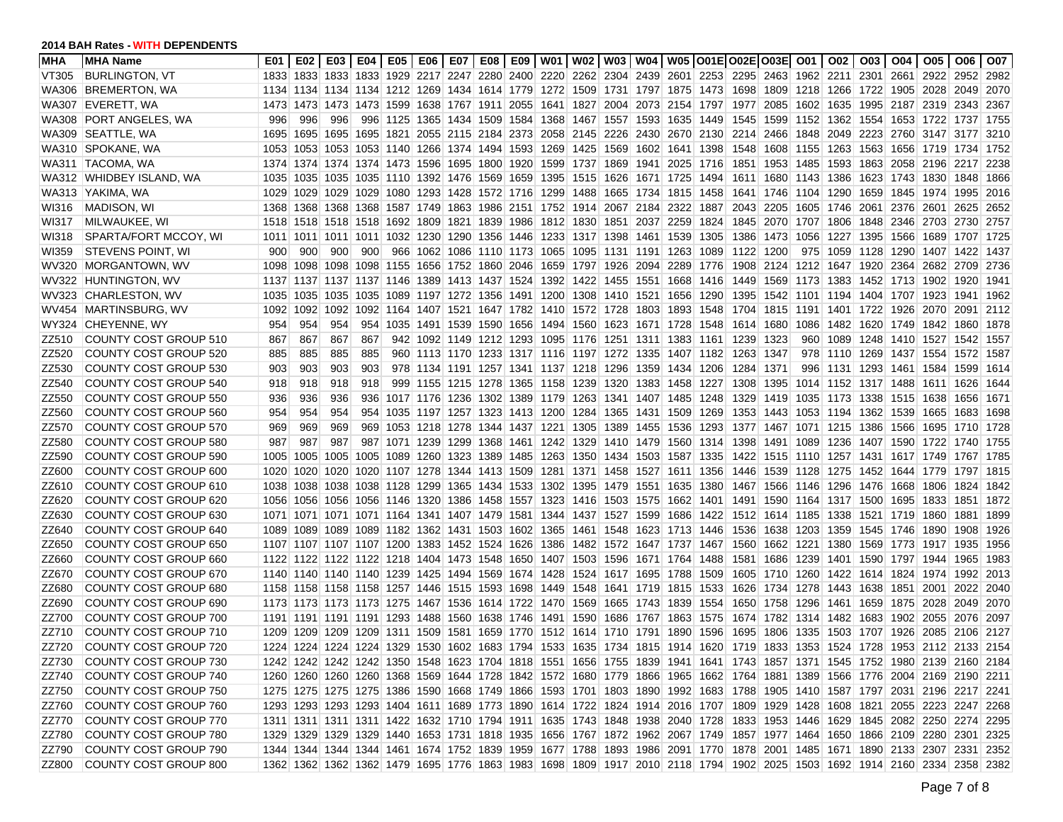**2014 BAH Rates - WITH DEPENDENTS**

| MHA | MHA Name | E01 | E02 | E03 | E04 | E05 | E06 | E07 | E08 | E09 | W01 | W02 | W03 | W04 | W05 | O01E | O02E | O03E | O01 | O02 | O03 | O04 | O05 | O06 | O07 |
|---|---|---|---|---|---|---|---|---|---|---|---|---|---|---|---|---|---|---|---|---|---|---|---|---|---|
| VT305 | BURLINGTON, VT | 1833 | 1833 | 1833 | 1833 | 1929 | 2217 | 2247 | 2280 | 2400 | 2220 | 2262 | 2304 | 2439 | 2601 | 2253 | 2295 | 2463 | 1962 | 2211 | 2301 | 2661 | 2922 | 2952 | 2982 |
| WA306 | BREMERTON, WA | 1134 | 1134 | 1134 | 1134 | 1212 | 1269 | 1434 | 1614 | 1779 | 1272 | 1509 | 1731 | 1797 | 1875 | 1473 | 1698 | 1809 | 1218 | 1266 | 1722 | 1905 | 2028 | 2049 | 2070 |
| WA307 | EVERETT, WA | 1473 | 1473 | 1473 | 1473 | 1599 | 1638 | 1767 | 1911 | 2055 | 1641 | 1827 | 2004 | 2073 | 2154 | 1797 | 1977 | 2085 | 1602 | 1635 | 1995 | 2187 | 2319 | 2343 | 2367 |
| WA308 | PORT ANGELES, WA | 996 | 996 | 996 | 996 | 1125 | 1365 | 1434 | 1509 | 1584 | 1368 | 1467 | 1557 | 1593 | 1635 | 1449 | 1545 | 1599 | 1152 | 1362 | 1554 | 1653 | 1722 | 1737 | 1755 |
| WA309 | SEATTLE, WA | 1695 | 1695 | 1695 | 1695 | 1821 | 2055 | 2115 | 2184 | 2373 | 2058 | 2145 | 2226 | 2430 | 2670 | 2130 | 2214 | 2466 | 1848 | 2049 | 2223 | 2760 | 3147 | 3177 | 3210 |
| WA310 | SPOKANE, WA | 1053 | 1053 | 1053 | 1053 | 1140 | 1266 | 1374 | 1494 | 1593 | 1269 | 1425 | 1569 | 1602 | 1641 | 1398 | 1548 | 1608 | 1155 | 1263 | 1563 | 1656 | 1719 | 1734 | 1752 |
| WA311 | TACOMA, WA | 1374 | 1374 | 1374 | 1374 | 1473 | 1596 | 1695 | 1800 | 1920 | 1599 | 1737 | 1869 | 1941 | 2025 | 1716 | 1851 | 1953 | 1485 | 1593 | 1863 | 2058 | 2196 | 2217 | 2238 |
| WA312 | WHIDBEY ISLAND, WA | 1035 | 1035 | 1035 | 1035 | 1110 | 1392 | 1476 | 1569 | 1659 | 1395 | 1515 | 1626 | 1671 | 1725 | 1494 | 1611 | 1680 | 1143 | 1386 | 1623 | 1743 | 1830 | 1848 | 1866 |
| WA313 | YAKIMA, WA | 1029 | 1029 | 1029 | 1029 | 1080 | 1293 | 1428 | 1572 | 1716 | 1299 | 1488 | 1665 | 1734 | 1815 | 1458 | 1641 | 1746 | 1104 | 1290 | 1659 | 1845 | 1974 | 1995 | 2016 |
| WI316 | MADISON, WI | 1368 | 1368 | 1368 | 1368 | 1587 | 1749 | 1863 | 1986 | 2151 | 1752 | 1914 | 2067 | 2184 | 2322 | 1887 | 2043 | 2205 | 1605 | 1746 | 2061 | 2376 | 2601 | 2625 | 2652 |
| WI317 | MILWAUKEE, WI | 1518 | 1518 | 1518 | 1518 | 1692 | 1809 | 1821 | 1839 | 1986 | 1812 | 1830 | 1851 | 2037 | 2259 | 1824 | 1845 | 2070 | 1707 | 1806 | 1848 | 2346 | 2703 | 2730 | 2757 |
| WI318 | SPARTA/FORT MCCOY, WI | 1011 | 1011 | 1011 | 1011 | 1032 | 1230 | 1290 | 1356 | 1446 | 1233 | 1317 | 1398 | 1461 | 1539 | 1305 | 1386 | 1473 | 1056 | 1227 | 1395 | 1566 | 1689 | 1707 | 1725 |
| WI359 | STEVENS POINT, WI | 900 | 900 | 900 | 900 | 966 | 1062 | 1086 | 1110 | 1173 | 1065 | 1095 | 1131 | 1191 | 1263 | 1089 | 1122 | 1200 | 975 | 1059 | 1128 | 1290 | 1407 | 1422 | 1437 |
| WV320 | MORGANTOWN, WV | 1098 | 1098 | 1098 | 1098 | 1155 | 1656 | 1752 | 1860 | 2046 | 1659 | 1797 | 1926 | 2094 | 2289 | 1776 | 1908 | 2124 | 1212 | 1647 | 1920 | 2364 | 2682 | 2709 | 2736 |
| WV322 | HUNTINGTON, WV | 1137 | 1137 | 1137 | 1137 | 1146 | 1389 | 1413 | 1437 | 1524 | 1392 | 1422 | 1455 | 1551 | 1668 | 1416 | 1449 | 1569 | 1173 | 1383 | 1452 | 1713 | 1902 | 1920 | 1941 |
| WV323 | CHARLESTON, WV | 1035 | 1035 | 1035 | 1035 | 1089 | 1197 | 1272 | 1356 | 1491 | 1200 | 1308 | 1410 | 1521 | 1656 | 1290 | 1395 | 1542 | 1101 | 1194 | 1404 | 1707 | 1923 | 1941 | 1962 |
| WV454 | MARTINSBURG, WV | 1092 | 1092 | 1092 | 1092 | 1164 | 1407 | 1521 | 1647 | 1782 | 1410 | 1572 | 1728 | 1803 | 1893 | 1548 | 1704 | 1815 | 1191 | 1401 | 1722 | 1926 | 2070 | 2091 | 2112 |
| WY324 | CHEYENNE, WY | 954 | 954 | 954 | 954 | 1035 | 1491 | 1539 | 1590 | 1656 | 1494 | 1560 | 1623 | 1671 | 1728 | 1548 | 1614 | 1680 | 1086 | 1482 | 1620 | 1749 | 1842 | 1860 | 1878 |
| ZZ510 | COUNTY COST GROUP 510 | 867 | 867 | 867 | 867 | 942 | 1092 | 1149 | 1212 | 1293 | 1095 | 1176 | 1251 | 1311 | 1383 | 1161 | 1239 | 1323 | 960 | 1089 | 1248 | 1410 | 1527 | 1542 | 1557 |
| ZZ520 | COUNTY COST GROUP 520 | 885 | 885 | 885 | 885 | 960 | 1113 | 1170 | 1233 | 1317 | 1116 | 1197 | 1272 | 1335 | 1407 | 1182 | 1263 | 1347 | 978 | 1110 | 1269 | 1437 | 1554 | 1572 | 1587 |
| ZZ530 | COUNTY COST GROUP 530 | 903 | 903 | 903 | 903 | 978 | 1134 | 1191 | 1257 | 1341 | 1137 | 1218 | 1296 | 1359 | 1434 | 1206 | 1284 | 1371 | 996 | 1131 | 1293 | 1461 | 1584 | 1599 | 1614 |
| ZZ540 | COUNTY COST GROUP 540 | 918 | 918 | 918 | 918 | 999 | 1155 | 1215 | 1278 | 1365 | 1158 | 1239 | 1320 | 1383 | 1458 | 1227 | 1308 | 1395 | 1014 | 1152 | 1317 | 1488 | 1611 | 1626 | 1644 |
| ZZ550 | COUNTY COST GROUP 550 | 936 | 936 | 936 | 936 | 1017 | 1176 | 1236 | 1302 | 1389 | 1179 | 1263 | 1341 | 1407 | 1485 | 1248 | 1329 | 1419 | 1035 | 1173 | 1338 | 1515 | 1638 | 1656 | 1671 |
| ZZ560 | COUNTY COST GROUP 560 | 954 | 954 | 954 | 954 | 1035 | 1197 | 1257 | 1323 | 1413 | 1200 | 1284 | 1365 | 1431 | 1509 | 1269 | 1353 | 1443 | 1053 | 1194 | 1362 | 1539 | 1665 | 1683 | 1698 |
| ZZ570 | COUNTY COST GROUP 570 | 969 | 969 | 969 | 969 | 1053 | 1218 | 1278 | 1344 | 1437 | 1221 | 1305 | 1389 | 1455 | 1536 | 1293 | 1377 | 1467 | 1071 | 1215 | 1386 | 1566 | 1695 | 1710 | 1728 |
| ZZ580 | COUNTY COST GROUP 580 | 987 | 987 | 987 | 987 | 1071 | 1239 | 1299 | 1368 | 1461 | 1242 | 1329 | 1410 | 1479 | 1560 | 1314 | 1398 | 1491 | 1089 | 1236 | 1407 | 1590 | 1722 | 1740 | 1755 |
| ZZ590 | COUNTY COST GROUP 590 | 1005 | 1005 | 1005 | 1005 | 1089 | 1260 | 1323 | 1389 | 1485 | 1263 | 1350 | 1434 | 1503 | 1587 | 1335 | 1422 | 1515 | 1110 | 1257 | 1431 | 1617 | 1749 | 1767 | 1785 |
| ZZ600 | COUNTY COST GROUP 600 | 1020 | 1020 | 1020 | 1020 | 1107 | 1278 | 1344 | 1413 | 1509 | 1281 | 1371 | 1458 | 1527 | 1611 | 1356 | 1446 | 1539 | 1128 | 1275 | 1452 | 1644 | 1779 | 1797 | 1815 |
| ZZ610 | COUNTY COST GROUP 610 | 1038 | 1038 | 1038 | 1038 | 1128 | 1299 | 1365 | 1434 | 1533 | 1302 | 1395 | 1479 | 1551 | 1635 | 1380 | 1467 | 1566 | 1146 | 1296 | 1476 | 1668 | 1806 | 1824 | 1842 |
| ZZ620 | COUNTY COST GROUP 620 | 1056 | 1056 | 1056 | 1056 | 1146 | 1320 | 1386 | 1458 | 1557 | 1323 | 1416 | 1503 | 1575 | 1662 | 1401 | 1491 | 1590 | 1164 | 1317 | 1500 | 1695 | 1833 | 1851 | 1872 |
| ZZ630 | COUNTY COST GROUP 630 | 1071 | 1071 | 1071 | 1071 | 1164 | 1341 | 1407 | 1479 | 1581 | 1344 | 1437 | 1527 | 1599 | 1686 | 1422 | 1512 | 1614 | 1185 | 1338 | 1521 | 1719 | 1860 | 1881 | 1899 |
| ZZ640 | COUNTY COST GROUP 640 | 1089 | 1089 | 1089 | 1089 | 1182 | 1362 | 1431 | 1503 | 1602 | 1365 | 1461 | 1548 | 1623 | 1713 | 1446 | 1536 | 1638 | 1203 | 1359 | 1545 | 1746 | 1890 | 1908 | 1926 |
| ZZ650 | COUNTY COST GROUP 650 | 1107 | 1107 | 1107 | 1107 | 1200 | 1383 | 1452 | 1524 | 1626 | 1386 | 1482 | 1572 | 1647 | 1737 | 1467 | 1560 | 1662 | 1221 | 1380 | 1569 | 1773 | 1917 | 1935 | 1956 |
| ZZ660 | COUNTY COST GROUP 660 | 1122 | 1122 | 1122 | 1122 | 1218 | 1404 | 1473 | 1548 | 1650 | 1407 | 1503 | 1596 | 1671 | 1764 | 1488 | 1581 | 1686 | 1239 | 1401 | 1590 | 1797 | 1944 | 1965 | 1983 |
| ZZ670 | COUNTY COST GROUP 670 | 1140 | 1140 | 1140 | 1140 | 1239 | 1425 | 1494 | 1569 | 1674 | 1428 | 1524 | 1617 | 1695 | 1788 | 1509 | 1605 | 1710 | 1260 | 1422 | 1614 | 1824 | 1974 | 1992 | 2013 |
| ZZ680 | COUNTY COST GROUP 680 | 1158 | 1158 | 1158 | 1158 | 1257 | 1446 | 1515 | 1593 | 1698 | 1449 | 1548 | 1641 | 1719 | 1815 | 1533 | 1626 | 1734 | 1278 | 1443 | 1638 | 1851 | 2001 | 2022 | 2040 |
| ZZ690 | COUNTY COST GROUP 690 | 1173 | 1173 | 1173 | 1173 | 1275 | 1467 | 1536 | 1614 | 1722 | 1470 | 1569 | 1665 | 1743 | 1839 | 1554 | 1650 | 1758 | 1296 | 1461 | 1659 | 1875 | 2028 | 2049 | 2070 |
| ZZ700 | COUNTY COST GROUP 700 | 1191 | 1191 | 1191 | 1191 | 1293 | 1488 | 1560 | 1638 | 1746 | 1491 | 1590 | 1686 | 1767 | 1863 | 1575 | 1674 | 1782 | 1314 | 1482 | 1683 | 1902 | 2055 | 2076 | 2097 |
| ZZ710 | COUNTY COST GROUP 710 | 1209 | 1209 | 1209 | 1209 | 1311 | 1509 | 1581 | 1659 | 1770 | 1512 | 1614 | 1710 | 1791 | 1890 | 1596 | 1695 | 1806 | 1335 | 1503 | 1707 | 1926 | 2085 | 2106 | 2127 |
| ZZ720 | COUNTY COST GROUP 720 | 1224 | 1224 | 1224 | 1224 | 1329 | 1530 | 1602 | 1683 | 1794 | 1533 | 1635 | 1734 | 1815 | 1914 | 1620 | 1719 | 1833 | 1353 | 1524 | 1728 | 1953 | 2112 | 2133 | 2154 |
| ZZ730 | COUNTY COST GROUP 730 | 1242 | 1242 | 1242 | 1242 | 1350 | 1548 | 1623 | 1704 | 1818 | 1551 | 1656 | 1755 | 1839 | 1941 | 1641 | 1743 | 1857 | 1371 | 1545 | 1752 | 1980 | 2139 | 2160 | 2184 |
| ZZ740 | COUNTY COST GROUP 740 | 1260 | 1260 | 1260 | 1260 | 1368 | 1569 | 1644 | 1728 | 1842 | 1572 | 1680 | 1779 | 1866 | 1965 | 1662 | 1764 | 1881 | 1389 | 1566 | 1776 | 2004 | 2169 | 2190 | 2211 |
| ZZ750 | COUNTY COST GROUP 750 | 1275 | 1275 | 1275 | 1275 | 1386 | 1590 | 1668 | 1749 | 1866 | 1593 | 1701 | 1803 | 1890 | 1992 | 1683 | 1788 | 1905 | 1410 | 1587 | 1797 | 2031 | 2196 | 2217 | 2241 |
| ZZ760 | COUNTY COST GROUP 760 | 1293 | 1293 | 1293 | 1293 | 1404 | 1611 | 1689 | 1773 | 1890 | 1614 | 1722 | 1824 | 1914 | 2016 | 1707 | 1809 | 1929 | 1428 | 1608 | 1821 | 2055 | 2223 | 2247 | 2268 |
| ZZ770 | COUNTY COST GROUP 770 | 1311 | 1311 | 1311 | 1311 | 1422 | 1632 | 1710 | 1794 | 1911 | 1635 | 1743 | 1848 | 1938 | 2040 | 1728 | 1833 | 1953 | 1446 | 1629 | 1845 | 2082 | 2250 | 2274 | 2295 |
| ZZ780 | COUNTY COST GROUP 780 | 1329 | 1329 | 1329 | 1329 | 1440 | 1653 | 1731 | 1818 | 1935 | 1656 | 1767 | 1872 | 1962 | 2067 | 1749 | 1857 | 1977 | 1464 | 1650 | 1866 | 2109 | 2280 | 2301 | 2325 |
| ZZ790 | COUNTY COST GROUP 790 | 1344 | 1344 | 1344 | 1344 | 1461 | 1674 | 1752 | 1839 | 1959 | 1677 | 1788 | 1893 | 1986 | 2091 | 1770 | 1878 | 2001 | 1485 | 1671 | 1890 | 2133 | 2307 | 2331 | 2352 |
| ZZ800 | COUNTY COST GROUP 800 | 1362 | 1362 | 1362 | 1362 | 1479 | 1695 | 1776 | 1863 | 1983 | 1698 | 1809 | 1917 | 2010 | 2118 | 1794 | 1902 | 2025 | 1503 | 1692 | 1914 | 2160 | 2334 | 2358 | 2382 |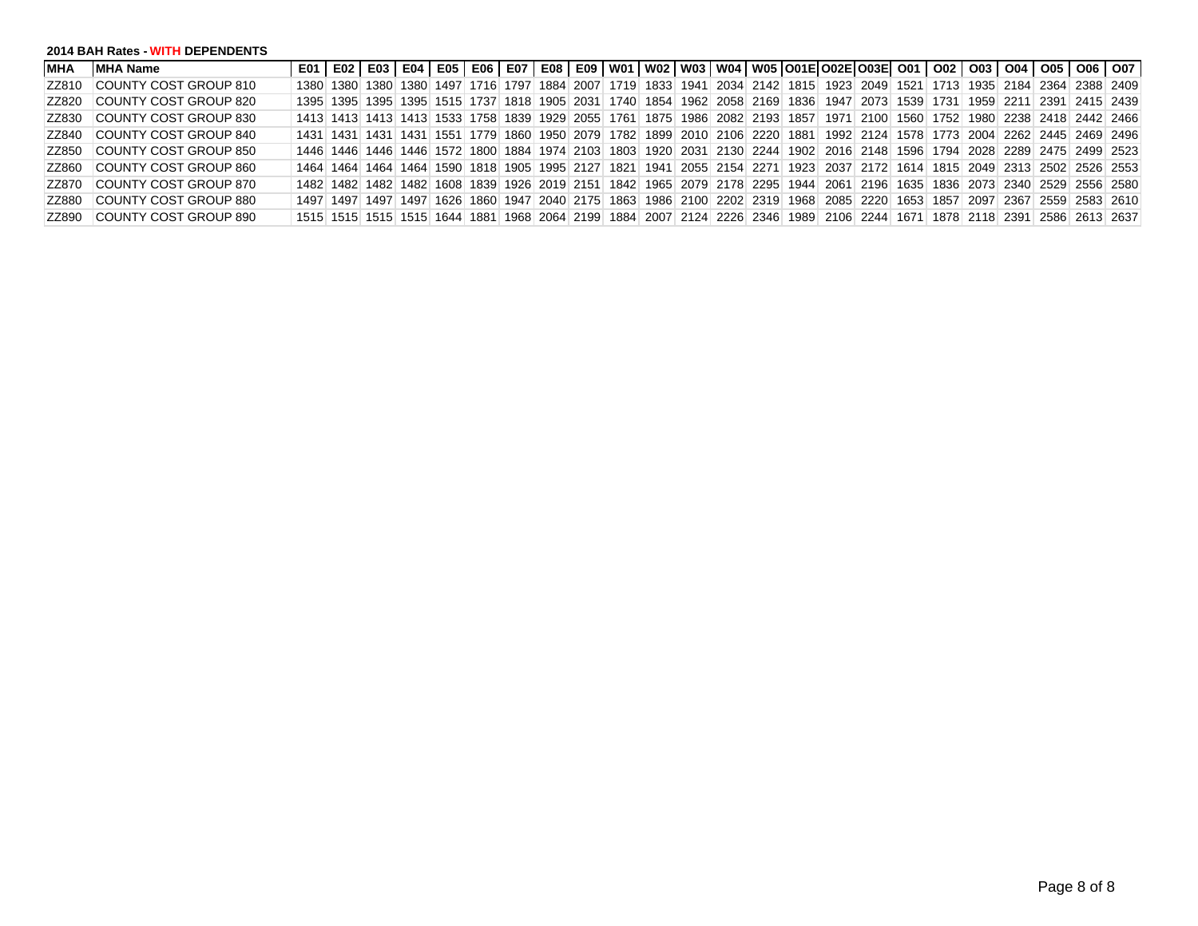**2014 BAH Rates - WITH DEPENDENTS**

| MHA | MHA Name | E01 | E02 | E03 | E04 | E05 | E06 | E07 | E08 | E09 | W01 | W02 | W03 | W04 | W05 | O01E | O02E | O03E | O01 | O02 | O03 | O04 | O05 | O06 | O07 |
|---|---|---|---|---|---|---|---|---|---|---|---|---|---|---|---|---|---|---|---|---|---|---|---|---|---|
| ZZ810 | COUNTY COST GROUP 810 | 1380 | 1380 | 1380 | 1380 | 1497 | 1716 | 1797 | 1884 | 2007 | 1719 | 1833 | 1941 | 2034 | 2142 | 1815 | 1923 | 2049 | 1521 | 1713 | 1935 | 2184 | 2364 | 2388 | 2409 |
| ZZ820 | COUNTY COST GROUP 820 | 1395 | 1395 | 1395 | 1395 | 1515 | 1737 | 1818 | 1905 | 2031 | 1740 | 1854 | 1962 | 2058 | 2169 | 1836 | 1947 | 2073 | 1539 | 1731 | 1959 | 2211 | 2391 | 2415 | 2439 |
| ZZ830 | COUNTY COST GROUP 830 | 1413 | 1413 | 1413 | 1413 | 1533 | 1758 | 1839 | 1929 | 2055 | 1761 | 1875 | 1986 | 2082 | 2193 | 1857 | 1971 | 2100 | 1560 | 1752 | 1980 | 2238 | 2418 | 2442 | 2466 |
| ZZ840 | COUNTY COST GROUP 840 | 1431 | 1431 | 1431 | 1431 | 1551 | 1779 | 1860 | 1950 | 2079 | 1782 | 1899 | 2010 | 2106 | 2220 | 1881 | 1992 | 2124 | 1578 | 1773 | 2004 | 2262 | 2445 | 2469 | 2496 |
| ZZ850 | COUNTY COST GROUP 850 | 1446 | 1446 | 1446 | 1446 | 1572 | 1800 | 1884 | 1974 | 2103 | 1803 | 1920 | 2031 | 2130 | 2244 | 1902 | 2016 | 2148 | 1596 | 1794 | 2028 | 2289 | 2475 | 2499 | 2523 |
| ZZ860 | COUNTY COST GROUP 860 | 1464 | 1464 | 1464 | 1464 | 1590 | 1818 | 1905 | 1995 | 2127 | 1821 | 1941 | 2055 | 2154 | 2271 | 1923 | 2037 | 2172 | 1614 | 1815 | 2049 | 2313 | 2502 | 2526 | 2553 |
| ZZ870 | COUNTY COST GROUP 870 | 1482 | 1482 | 1482 | 1482 | 1608 | 1839 | 1926 | 2019 | 2151 | 1842 | 1965 | 2079 | 2178 | 2295 | 1944 | 2061 | 2196 | 1635 | 1836 | 2073 | 2340 | 2529 | 2556 | 2580 |
| ZZ880 | COUNTY COST GROUP 880 | 1497 | 1497 | 1497 | 1497 | 1626 | 1860 | 1947 | 2040 | 2175 | 1863 | 1986 | 2100 | 2202 | 2319 | 1968 | 2085 | 2220 | 1653 | 1857 | 2097 | 2367 | 2559 | 2583 | 2610 |
| ZZ890 | COUNTY COST GROUP 890 | 1515 | 1515 | 1515 | 1515 | 1644 | 1881 | 1968 | 2064 | 2199 | 1884 | 2007 | 2124 | 2226 | 2346 | 1989 | 2106 | 2244 | 1671 | 1878 | 2118 | 2391 | 2586 | 2613 | 2637 |